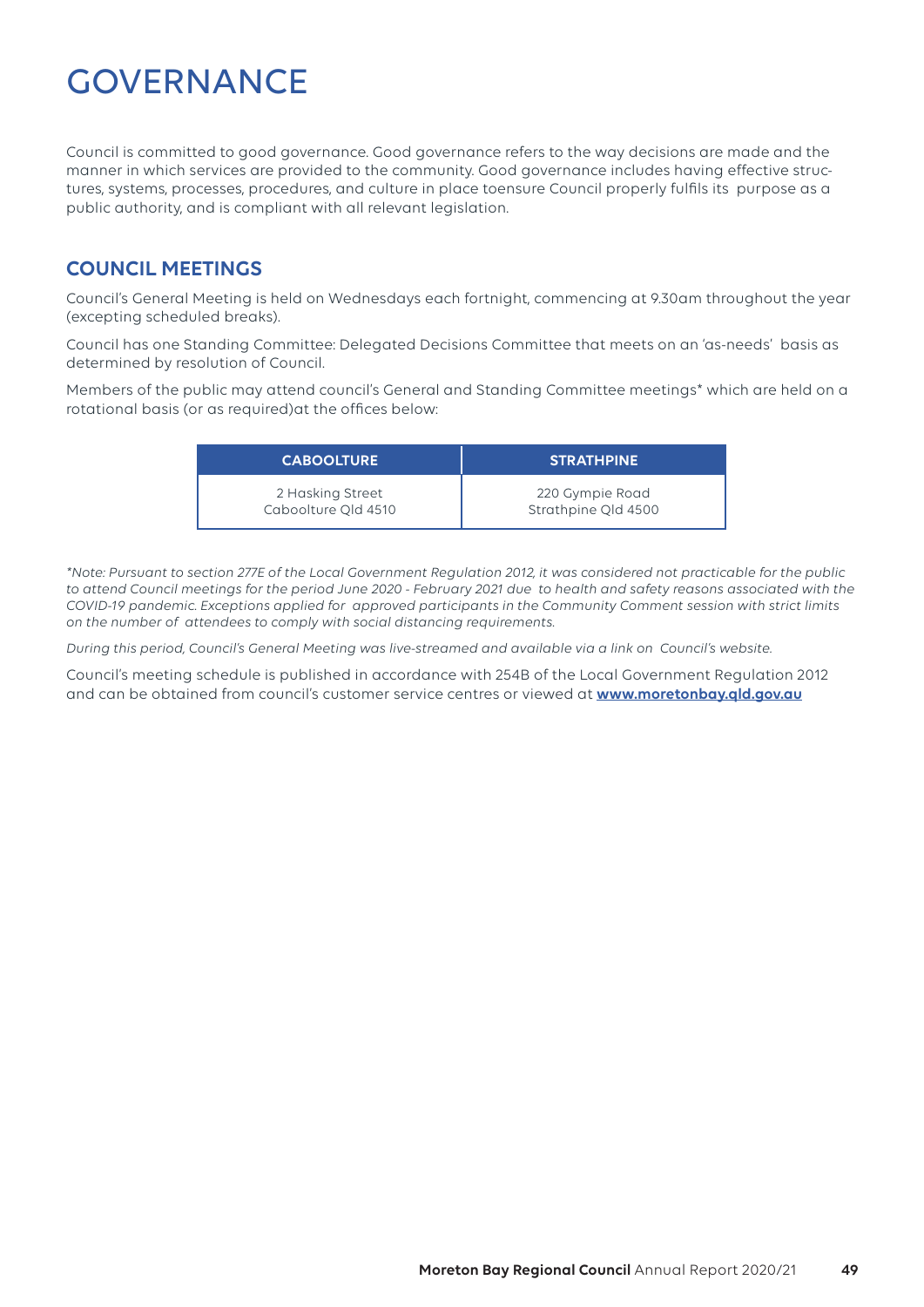# GOVERNANCE

Council is committed to good governance. Good governance refers to the way decisions are made and the manner in which services are provided to the community. Good governance includes having effective structures, systems, processes, procedures, and culture in place toensure Council properly fulfils its purpose as a public authority, and is compliant with all relevant legislation.

## COUNCIL MEETINGS

Council's General Meeting is held on Wednesdays each fortnight, commencing at 9.30am throughout the year (excepting scheduled breaks).

Council has one Standing Committee: Delegated Decisions Committee that meets on an 'as-needs' basis as determined by resolution of Council.

Members of the public may attend council's General and Standing Committee meetings* which are held on a rotational basis (or as required)at the offices below:

| CABOOLTURE | STRATHPINE |
|---|---|
| 2 Hasking Street<br>Caboolture Qld 4510 | 220 Gympie Road<br>Strathpine Qld 4500 |

*\*Note: Pursuant to section 277E of the Local Government Regulation 2012, it was considered not practicable for the public to attend Council meetings for the period June 2020 - February 2021 due to health and safety reasons associated with the COVID-19 pandemic. Exceptions applied for approved participants in the Community Comment session with strict limits on the number of attendees to comply with social distancing requirements.*

*During this period, Council's General Meeting was live-streamed and available via a link on Council's website.*

Council's meeting schedule is published in accordance with 254B of the Local Government Regulation 2012 and can be obtained from council's customer service centres or viewed at **www.moretonbay.qld.gov.au**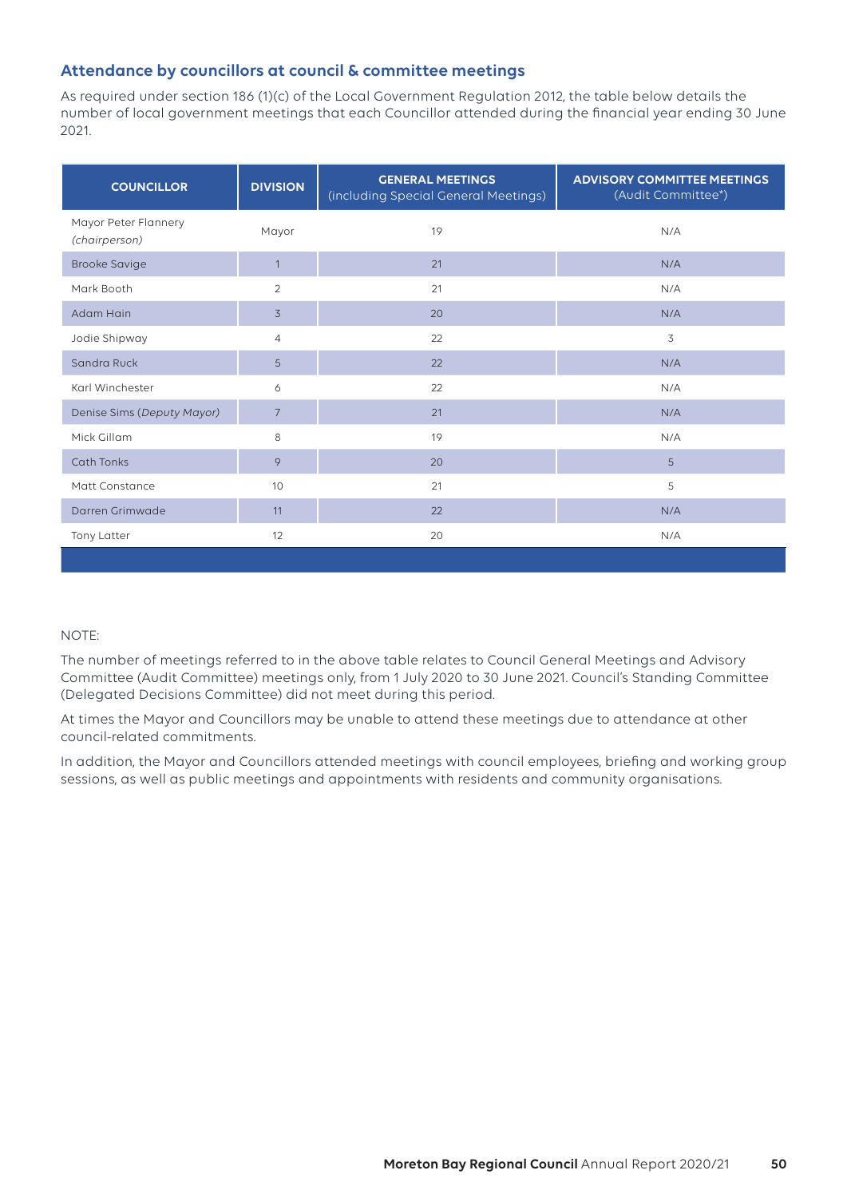## Attendance by councillors at council & committee meetings

As required under section 186 (1)(c) of the Local Government Regulation 2012, the table below details the number of local government meetings that each Councillor attended during the financial year ending 30 June 2021.

| COUNCILLOR | DIVISION | GENERAL MEETINGS (including Special General Meetings) | ADVISORY COMMITTEE MEETINGS (Audit Committee*) |
|---|---|---|---|
| Mayor Peter Flannery *(chairperson)* | Mayor | 19 | N/A |
| Brooke Savige | 1 | 21 | N/A |
| Mark Booth | 2 | 21 | N/A |
| Adam Hain | 3 | 20 | N/A |
| Jodie Shipway | 4 | 22 | 3 |
| Sandra Ruck | 5 | 22 | N/A |
| Karl Winchester | 6 | 22 | N/A |
| Denise Sims (*Deputy Mayor)* | 7 | 21 | N/A |
| Mick Gillam | 8 | 19 | N/A |
| Cath Tonks | 9 | 20 | 5 |
| Matt Constance | 10 | 21 | 5 |
| Darren Grimwade | 11 | 22 | N/A |
| Tony Latter | 12 | 20 | N/A |

NOTE:

The number of meetings referred to in the above table relates to Council General Meetings and Advisory Committee (Audit Committee) meetings only, from 1 July 2020 to 30 June 2021. Council's Standing Committee (Delegated Decisions Committee) did not meet during this period.

At times the Mayor and Councillors may be unable to attend these meetings due to attendance at other council-related commitments.

In addition, the Mayor and Councillors attended meetings with council employees, briefing and working group sessions, as well as public meetings and appointments with residents and community organisations.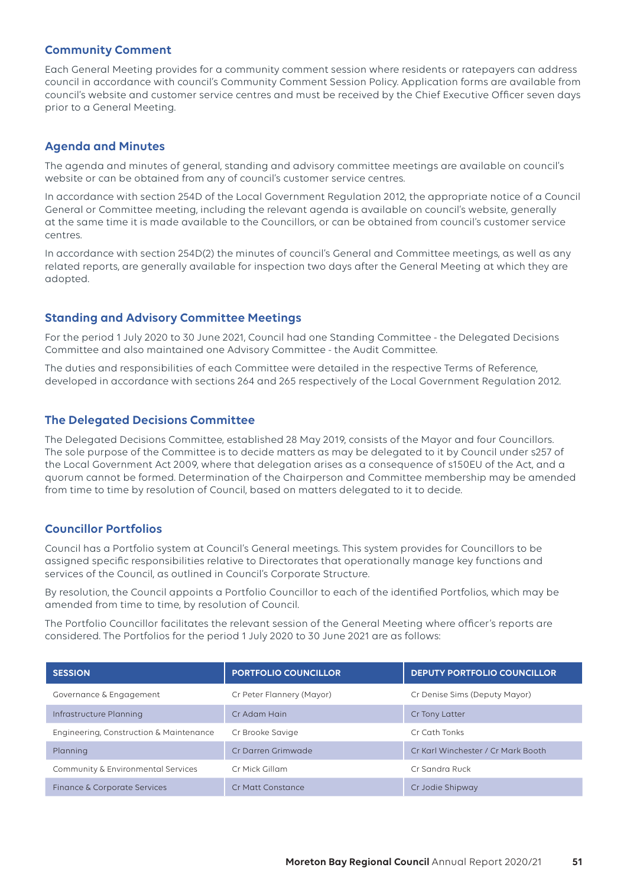## Community Comment

Each General Meeting provides for a community comment session where residents or ratepayers can address council in accordance with council's Community Comment Session Policy. Application forms are available from council's website and customer service centres and must be received by the Chief Executive Officer seven days prior to a General Meeting.

## Agenda and Minutes

The agenda and minutes of general, standing and advisory committee meetings are available on council's website or can be obtained from any of council's customer service centres.

In accordance with section 254D of the Local Government Regulation 2012, the appropriate notice of a Council General or Committee meeting, including the relevant agenda is available on council's website, generally at the same time it is made available to the Councillors, or can be obtained from council's customer service centres.

In accordance with section 254D(2) the minutes of council's General and Committee meetings, as well as any related reports, are generally available for inspection two days after the General Meeting at which they are adopted.

## Standing and Advisory Committee Meetings

For the period 1 July 2020 to 30 June 2021, Council had one Standing Committee - the Delegated Decisions Committee and also maintained one Advisory Committee - the Audit Committee.

The duties and responsibilities of each Committee were detailed in the respective Terms of Reference, developed in accordance with sections 264 and 265 respectively of the Local Government Regulation 2012.

## The Delegated Decisions Committee

The Delegated Decisions Committee, established 28 May 2019, consists of the Mayor and four Councillors. The sole purpose of the Committee is to decide matters as may be delegated to it by Council under s257 of the Local Government Act 2009, where that delegation arises as a consequence of s150EU of the Act, and a quorum cannot be formed. Determination of the Chairperson and Committee membership may be amended from time to time by resolution of Council, based on matters delegated to it to decide.

## Councillor Portfolios

Council has a Portfolio system at Council's General meetings. This system provides for Councillors to be assigned specific responsibilities relative to Directorates that operationally manage key functions and services of the Council, as outlined in Council's Corporate Structure.

By resolution, the Council appoints a Portfolio Councillor to each of the identified Portfolios, which may be amended from time to time, by resolution of Council.

The Portfolio Councillor facilitates the relevant session of the General Meeting where officer's reports are considered. The Portfolios for the period 1 July 2020 to 30 June 2021 are as follows:

| SESSION | PORTFOLIO COUNCILLOR | DEPUTY PORTFOLIO COUNCILLOR |
|---|---|---|
| Governance & Engagement | Cr Peter Flannery (Mayor) | Cr Denise Sims (Deputy Mayor) |
| Infrastructure Planning | Cr Adam Hain | Cr Tony Latter |
| Engineering, Construction & Maintenance | Cr Brooke Savige | Cr Cath Tonks |
| Planning | Cr Darren Grimwade | Cr Karl Winchester / Cr Mark Booth |
| Community & Environmental Services | Cr Mick Gillam | Cr Sandra Ruck |
| Finance & Corporate Services | Cr Matt Constance | Cr Jodie Shipway |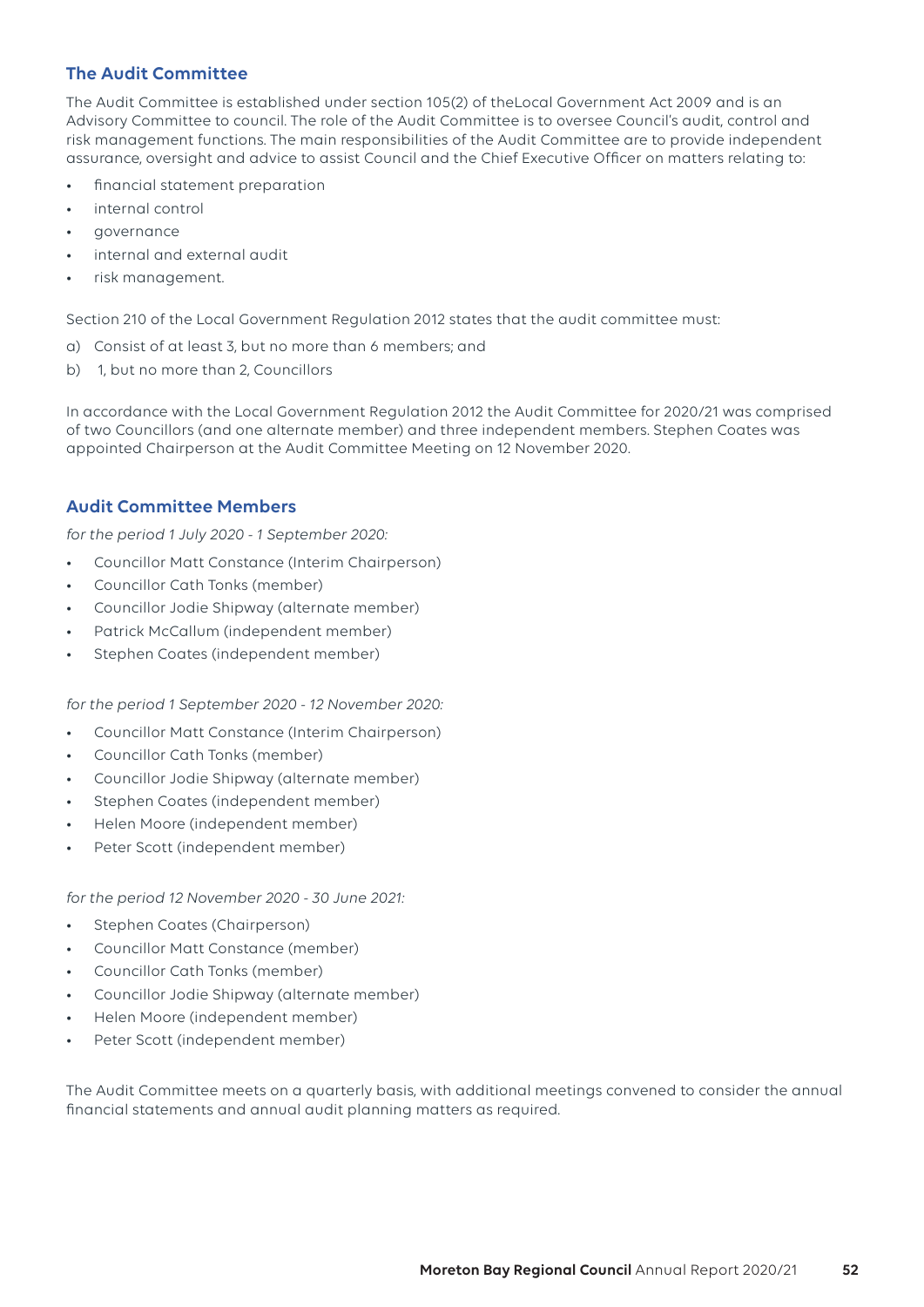## The Audit Committee

The Audit Committee is established under section 105(2) of theLocal Government Act 2009 and is an Advisory Committee to council. The role of the Audit Committee is to oversee Council's audit, control and risk management functions. The main responsibilities of the Audit Committee are to provide independent assurance, oversight and advice to assist Council and the Chief Executive Officer on matters relating to:

- financial statement preparation
- internal control
- governance
- internal and external audit
- risk management.

Section 210 of the Local Government Regulation 2012 states that the audit committee must:

a) Consist of at least 3, but no more than 6 members; and

b) 1, but no more than 2, Councillors

In accordance with the Local Government Regulation 2012 the Audit Committee for 2020/21 was comprised of two Councillors (and one alternate member) and three independent members. Stephen Coates was appointed Chairperson at the Audit Committee Meeting on 12 November 2020.

## Audit Committee Members

*for the period 1 July 2020 - 1 September 2020:*

- Councillor Matt Constance (Interim Chairperson)
- Councillor Cath Tonks (member)
- Councillor Jodie Shipway (alternate member)
- Patrick McCallum (independent member)
- Stephen Coates (independent member)

*for the period 1 September 2020 - 12 November 2020:*

- Councillor Matt Constance (Interim Chairperson)
- Councillor Cath Tonks (member)
- Councillor Jodie Shipway (alternate member)
- Stephen Coates (independent member)
- Helen Moore (independent member)
- Peter Scott (independent member)

*for the period 12 November 2020 - 30 June 2021:*

- Stephen Coates (Chairperson)
- Councillor Matt Constance (member)
- Councillor Cath Tonks (member)
- Councillor Jodie Shipway (alternate member)
- Helen Moore (independent member)
- Peter Scott (independent member)

The Audit Committee meets on a quarterly basis, with additional meetings convened to consider the annual financial statements and annual audit planning matters as required.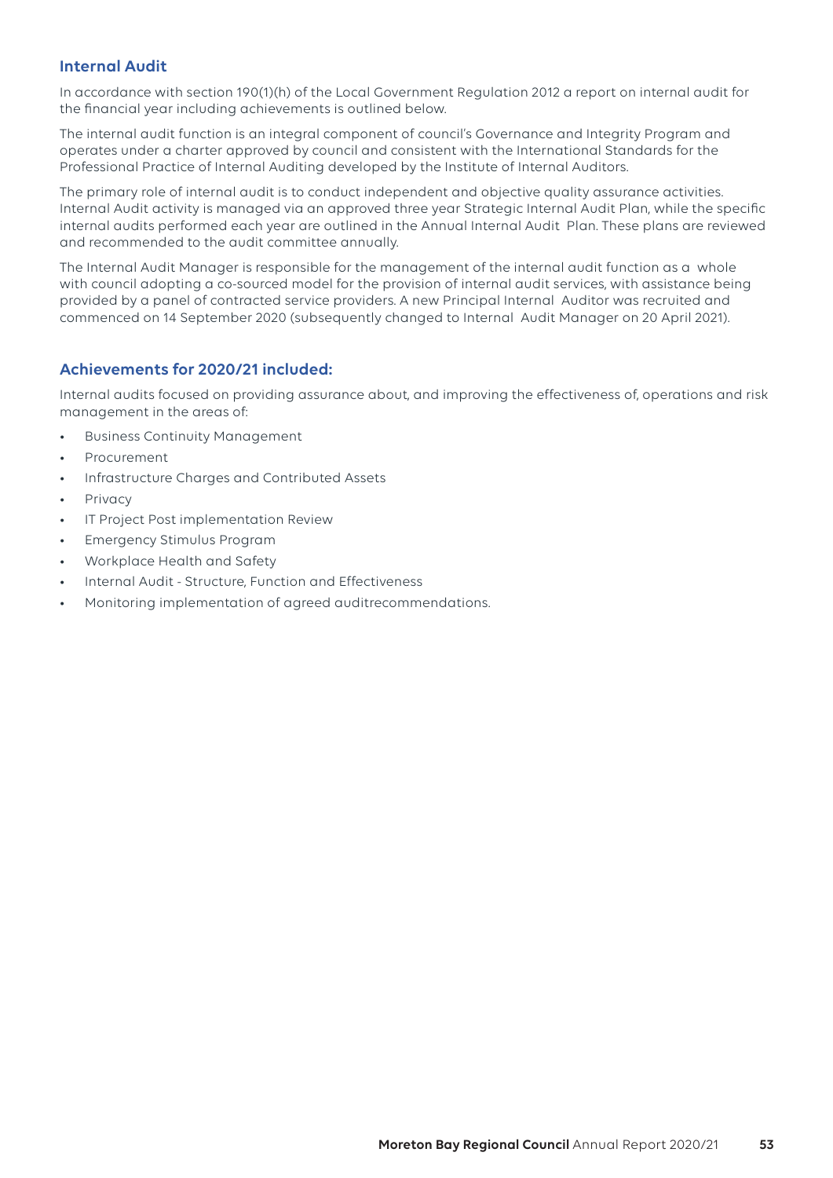## Internal Audit

In accordance with section 190(1)(h) of the Local Government Regulation 2012 a report on internal audit for the financial year including achievements is outlined below.

The internal audit function is an integral component of council's Governance and Integrity Program and operates under a charter approved by council and consistent with the International Standards for the Professional Practice of Internal Auditing developed by the Institute of Internal Auditors.

The primary role of internal audit is to conduct independent and objective quality assurance activities. Internal Audit activity is managed via an approved three year Strategic Internal Audit Plan, while the specific internal audits performed each year are outlined in the Annual Internal Audit Plan. These plans are reviewed and recommended to the audit committee annually.

The Internal Audit Manager is responsible for the management of the internal audit function as a whole with council adopting a co-sourced model for the provision of internal audit services, with assistance being provided by a panel of contracted service providers. A new Principal Internal Auditor was recruited and commenced on 14 September 2020 (subsequently changed to Internal Audit Manager on 20 April 2021).

## Achievements for 2020/21 included:

Internal audits focused on providing assurance about, and improving the effectiveness of, operations and risk management in the areas of:

- Business Continuity Management
- Procurement
- Infrastructure Charges and Contributed Assets
- Privacy
- IT Project Post implementation Review
- Emergency Stimulus Program
- Workplace Health and Safety
- Internal Audit - Structure, Function and Effectiveness
- Monitoring implementation of agreed auditrecommendations.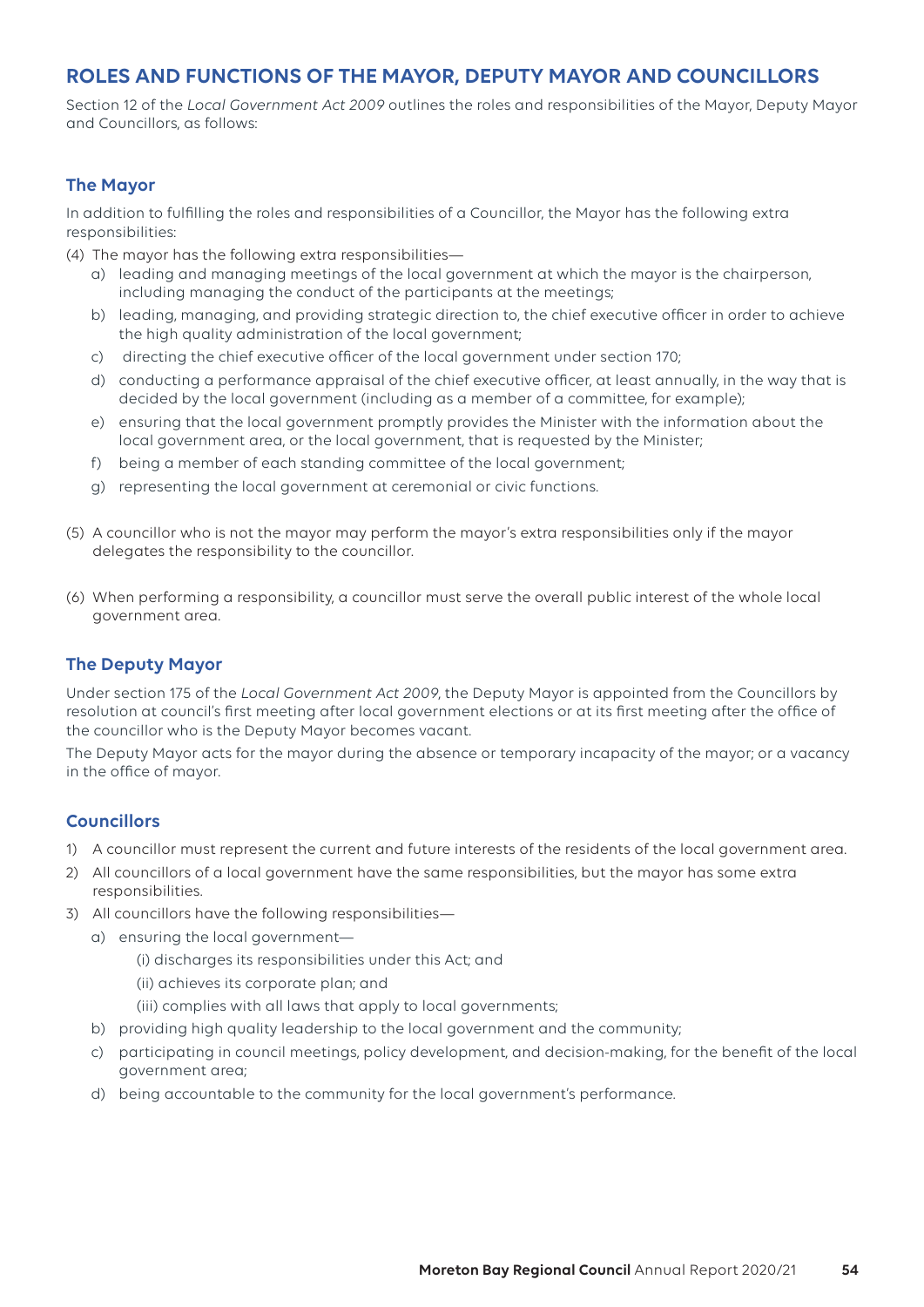## ROLES AND FUNCTIONS OF THE MAYOR, DEPUTY MAYOR AND COUNCILLORS

Section 12 of the *Local Government Act 2009* outlines the roles and responsibilities of the Mayor, Deputy Mayor and Councillors, as follows:

### The Mayor

In addition to fulfilling the roles and responsibilities of a Councillor, the Mayor has the following extra responsibilities:

(4) The mayor has the following extra responsibilities—

- a) leading and managing meetings of the local government at which the mayor is the chairperson, including managing the conduct of the participants at the meetings;
- b) leading, managing, and providing strategic direction to, the chief executive officer in order to achieve the high quality administration of the local government;
- c) directing the chief executive officer of the local government under section 170;
- d) conducting a performance appraisal of the chief executive officer, at least annually, in the way that is decided by the local government (including as a member of a committee, for example);
- e) ensuring that the local government promptly provides the Minister with the information about the local government area, or the local government, that is requested by the Minister;
- f) being a member of each standing committee of the local government;
- g) representing the local government at ceremonial or civic functions.

(5) A councillor who is not the mayor may perform the mayor's extra responsibilities only if the mayor delegates the responsibility to the councillor.

(6) When performing a responsibility, a councillor must serve the overall public interest of the whole local government area.

### The Deputy Mayor

Under section 175 of the *Local Government Act 2009*, the Deputy Mayor is appointed from the Councillors by resolution at council's first meeting after local government elections or at its first meeting after the office of the councillor who is the Deputy Mayor becomes vacant.

The Deputy Mayor acts for the mayor during the absence or temporary incapacity of the mayor; or a vacancy in the office of mayor.

### Councillors

1) A councillor must represent the current and future interests of the residents of the local government area.
2) All councillors of a local government have the same responsibilities, but the mayor has some extra responsibilities.
3) All councillors have the following responsibilities—
   - a) ensuring the local government—
     - (i) discharges its responsibilities under this Act; and
     - (ii) achieves its corporate plan; and
     - (iii) complies with all laws that apply to local governments;
   - b) providing high quality leadership to the local government and the community;
   - c) participating in council meetings, policy development, and decision-making, for the benefit of the local government area;
   - d) being accountable to the community for the local government's performance.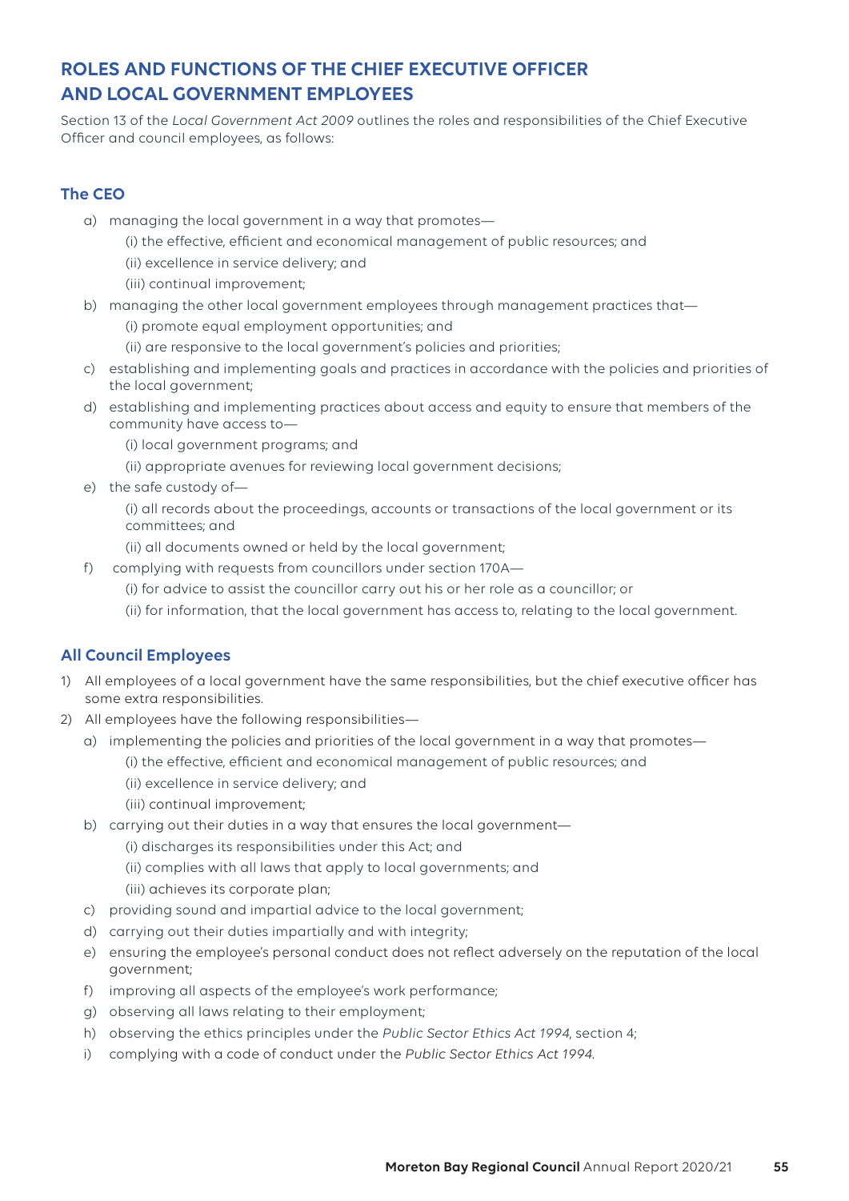## ROLES AND FUNCTIONS OF THE CHIEF EXECUTIVE OFFICER AND LOCAL GOVERNMENT EMPLOYEES

Section 13 of the *Local Government Act 2009* outlines the roles and responsibilities of the Chief Executive Officer and council employees, as follows:

### The CEO

a) managing the local government in a way that promotes—
   (i) the effective, efficient and economical management of public resources; and
   (ii) excellence in service delivery; and
   (iii) continual improvement;

b) managing the other local government employees through management practices that—
   (i) promote equal employment opportunities; and
   (ii) are responsive to the local government's policies and priorities;

c) establishing and implementing goals and practices in accordance with the policies and priorities of the local government;

d) establishing and implementing practices about access and equity to ensure that members of the community have access to—
   (i) local government programs; and
   (ii) appropriate avenues for reviewing local government decisions;

e) the safe custody of—
   (i) all records about the proceedings, accounts or transactions of the local government or its committees; and
   (ii) all documents owned or held by the local government;

f) complying with requests from councillors under section 170A—
   (i) for advice to assist the councillor carry out his or her role as a councillor; or
   (ii) for information, that the local government has access to, relating to the local government.

### All Council Employees

1) All employees of a local government have the same responsibilities, but the chief executive officer has some extra responsibilities.

2) All employees have the following responsibilities—

   a) implementing the policies and priorities of the local government in a way that promotes—
      (i) the effective, efficient and economical management of public resources; and
      (ii) excellence in service delivery; and
      (iii) continual improvement;

   b) carrying out their duties in a way that ensures the local government—
      (i) discharges its responsibilities under this Act; and
      (ii) complies with all laws that apply to local governments; and
      (iii) achieves its corporate plan;

   c) providing sound and impartial advice to the local government;

   d) carrying out their duties impartially and with integrity;

   e) ensuring the employee's personal conduct does not reflect adversely on the reputation of the local government;

   f) improving all aspects of the employee's work performance;

   g) observing all laws relating to their employment;

   h) observing the ethics principles under the *Public Sector Ethics Act 1994*, section 4;

   i) complying with a code of conduct under the *Public Sector Ethics Act 1994*.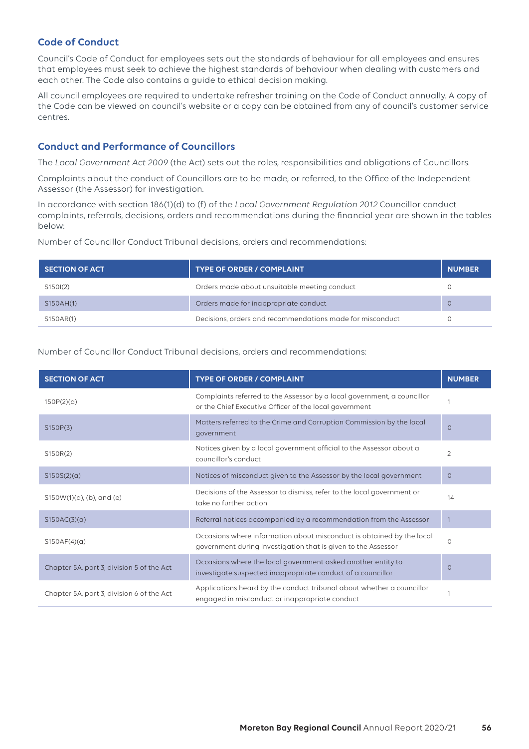## Code of Conduct

Council's Code of Conduct for employees sets out the standards of behaviour for all employees and ensures that employees must seek to achieve the highest standards of behaviour when dealing with customers and each other. The Code also contains a guide to ethical decision making.

All council employees are required to undertake refresher training on the Code of Conduct annually. A copy of the Code can be viewed on council's website or a copy can be obtained from any of council's customer service centres.

## Conduct and Performance of Councillors

The *Local Government Act 2009* (the Act) sets out the roles, responsibilities and obligations of Councillors.

Complaints about the conduct of Councillors are to be made, or referred, to the Office of the Independent Assessor (the Assessor) for investigation.

In accordance with section 186(1)(d) to (f) of the *Local Government Regulation 2012* Councillor conduct complaints, referrals, decisions, orders and recommendations during the financial year are shown in the tables below:

Number of Councillor Conduct Tribunal decisions, orders and recommendations:

| SECTION OF ACT | TYPE OF ORDER / COMPLAINT | NUMBER |
|---|---|---|
| S150I(2) | Orders made about unsuitable meeting conduct | 0 |
| S150AH(1) | Orders made for inappropriate conduct | 0 |
| S150AR(1) | Decisions, orders and recommendations made for misconduct | 0 |

Number of Councillor Conduct Tribunal decisions, orders and recommendations:

| SECTION OF ACT | TYPE OF ORDER / COMPLAINT | NUMBER |
|---|---|---|
| 150P(2)(a) | Complaints referred to the Assessor by a local government, a councillor or the Chief Executive Officer of the local government | 1 |
| S150P(3) | Matters referred to the Crime and Corruption Commission by the local government | 0 |
| S150R(2) | Notices given by a local government official to the Assessor about a councillor's conduct | 2 |
| S150S(2)(a) | Notices of misconduct given to the Assessor by the local government | 0 |
| S150W(1)(a), (b), and (e) | Decisions of the Assessor to dismiss, refer to the local government or take no further action | 14 |
| S150AC(3)(a) | Referral notices accompanied by a recommendation from the Assessor | 1 |
| S150AF(4)(a) | Occasions where information about misconduct is obtained by the local government during investigation that is given to the Assessor | 0 |
| Chapter 5A, part 3, division 5 of the Act | Occasions where the local government asked another entity to investigate suspected inappropriate conduct of a councillor | 0 |
| Chapter 5A, part 3, division 6 of the Act | Applications heard by the conduct tribunal about whether a councillor engaged in misconduct or inappropriate conduct | 1 |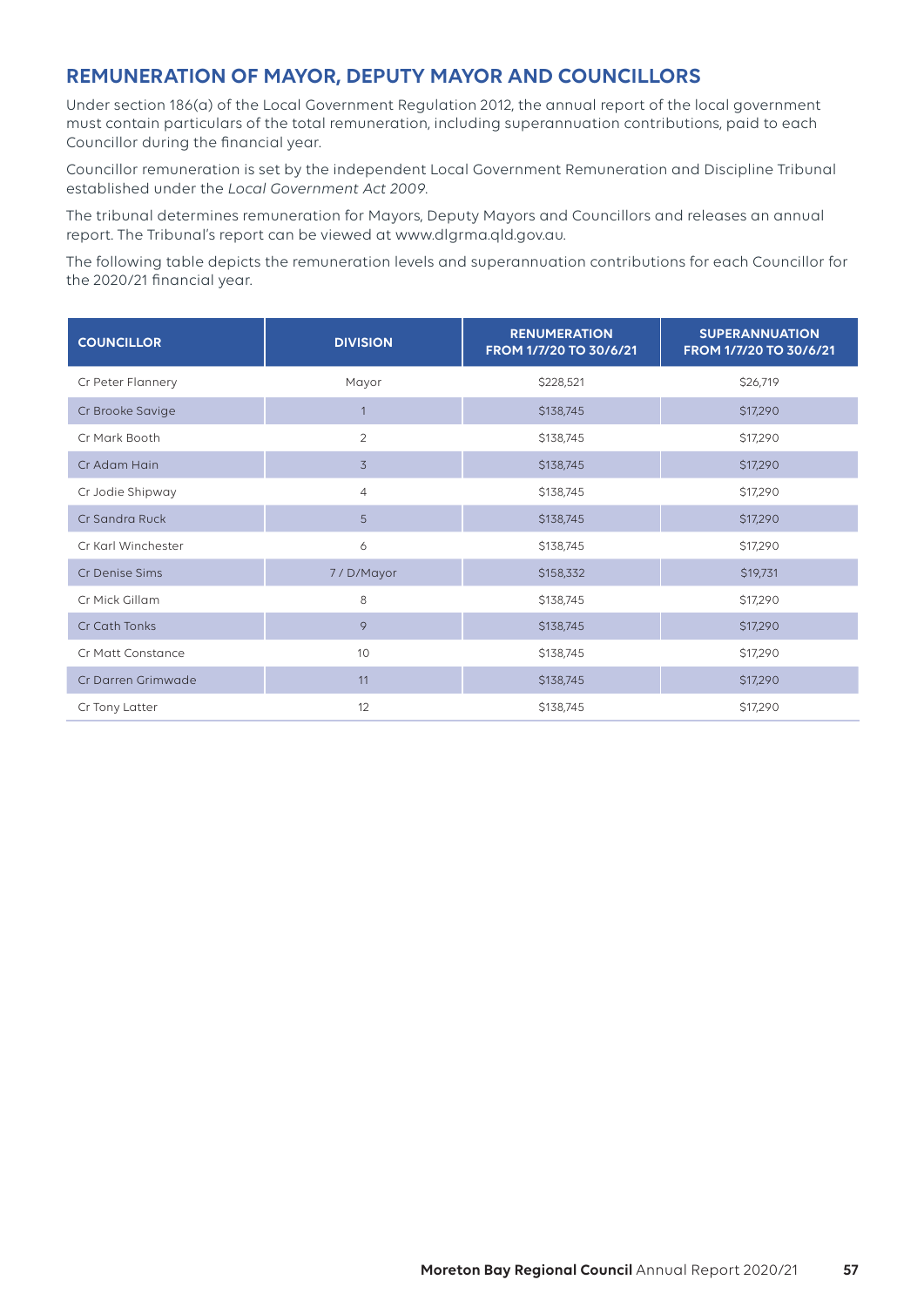## REMUNERATION OF MAYOR, DEPUTY MAYOR AND COUNCILLORS

Under section 186(a) of the Local Government Regulation 2012, the annual report of the local government must contain particulars of the total remuneration, including superannuation contributions, paid to each Councillor during the financial year.

Councillor remuneration is set by the independent Local Government Remuneration and Discipline Tribunal established under the *Local Government Act 2009*.

The tribunal determines remuneration for Mayors, Deputy Mayors and Councillors and releases an annual report. The Tribunal's report can be viewed at www.dlgrma.qld.gov.au.

The following table depicts the remuneration levels and superannuation contributions for each Councillor for the 2020/21 financial year.

| COUNCILLOR | DIVISION | RENUMERATION FROM 1/7/20 TO 30/6/21 | SUPERANNUATION FROM 1/7/20 TO 30/6/21 |
|---|---|---|---|
| Cr Peter Flannery | Mayor | $228,521 | $26,719 |
| Cr Brooke Savige | 1 | $138,745 | $17,290 |
| Cr Mark Booth | 2 | $138,745 | $17,290 |
| Cr Adam Hain | 3 | $138,745 | $17,290 |
| Cr Jodie Shipway | 4 | $138,745 | $17,290 |
| Cr Sandra Ruck | 5 | $138,745 | $17,290 |
| Cr Karl Winchester | 6 | $138,745 | $17,290 |
| Cr Denise Sims | 7 / D/Mayor | $158,332 | $19,731 |
| Cr Mick Gillam | 8 | $138,745 | $17,290 |
| Cr Cath Tonks | 9 | $138,745 | $17,290 |
| Cr Matt Constance | 10 | $138,745 | $17,290 |
| Cr Darren Grimwade | 11 | $138,745 | $17,290 |
| Cr Tony Latter | 12 | $138,745 | $17,290 |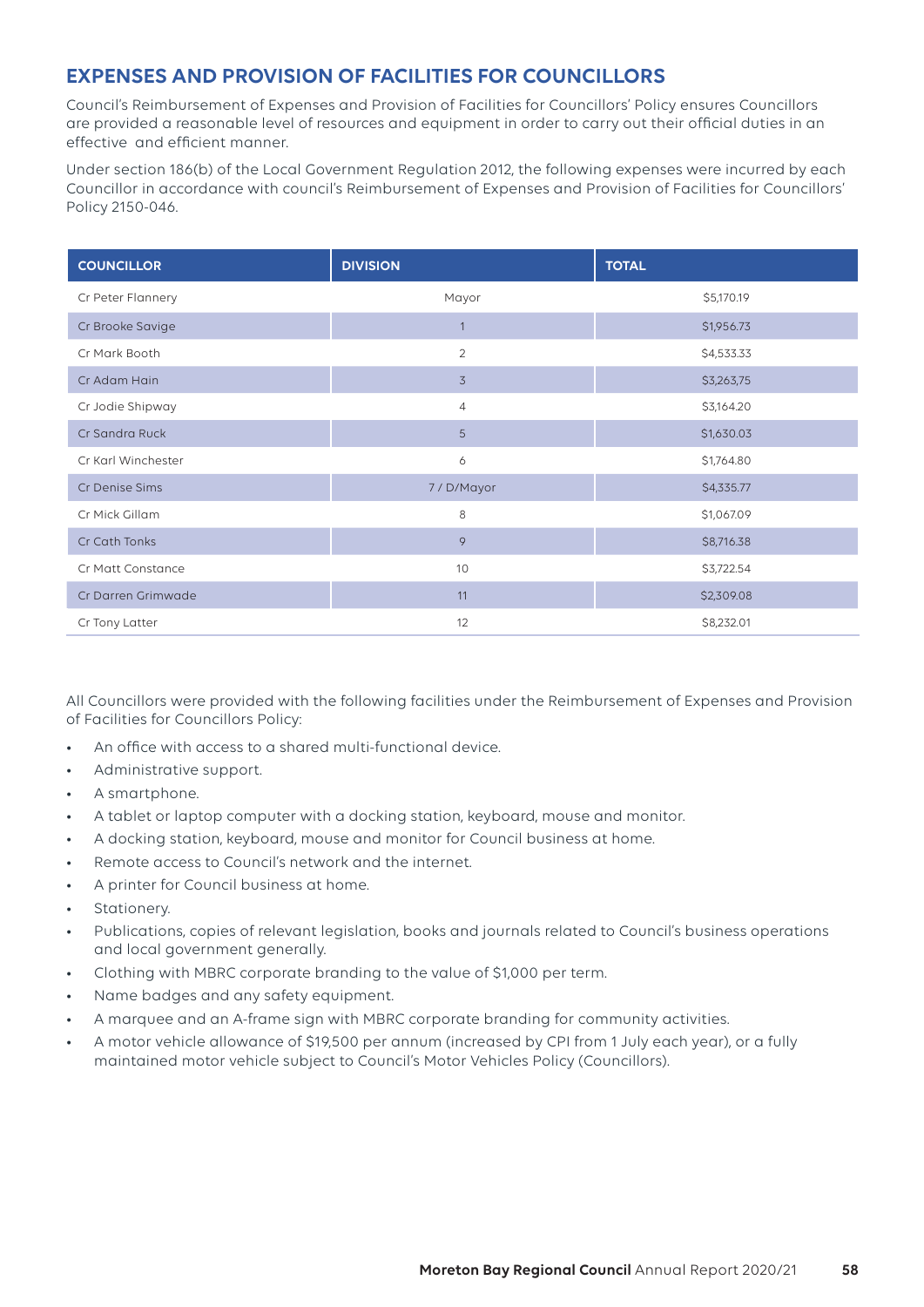## EXPENSES AND PROVISION OF FACILITIES FOR COUNCILLORS

Council's Reimbursement of Expenses and Provision of Facilities for Councillors' Policy ensures Councillors are provided a reasonable level of resources and equipment in order to carry out their official duties in an effective and efficient manner.

Under section 186(b) of the Local Government Regulation 2012, the following expenses were incurred by each Councillor in accordance with council's Reimbursement of Expenses and Provision of Facilities for Councillors' Policy 2150-046.

| COUNCILLOR | DIVISION | TOTAL |
|---|---|---|
| Cr Peter Flannery | Mayor | $5,170.19 |
| Cr Brooke Savige | 1 | $1,956.73 |
| Cr Mark Booth | 2 | $4,533.33 |
| Cr Adam Hain | 3 | $3,263,75 |
| Cr Jodie Shipway | 4 | $3,164.20 |
| Cr Sandra Ruck | 5 | $1,630.03 |
| Cr Karl Winchester | 6 | $1,764.80 |
| Cr Denise Sims | 7 / D/Mayor | $4,335.77 |
| Cr Mick Gillam | 8 | $1,067.09 |
| Cr Cath Tonks | 9 | $8,716.38 |
| Cr Matt Constance | 10 | $3,722.54 |
| Cr Darren Grimwade | 11 | $2,309.08 |
| Cr Tony Latter | 12 | $8,232.01 |

All Councillors were provided with the following facilities under the Reimbursement of Expenses and Provision of Facilities for Councillors Policy:

- An office with access to a shared multi-functional device.
- Administrative support.
- A smartphone.
- A tablet or laptop computer with a docking station, keyboard, mouse and monitor.
- A docking station, keyboard, mouse and monitor for Council business at home.
- Remote access to Council's network and the internet.
- A printer for Council business at home.
- Stationery.
- Publications, copies of relevant legislation, books and journals related to Council's business operations and local government generally.
- Clothing with MBRC corporate branding to the value of $1,000 per term.
- Name badges and any safety equipment.
- A marquee and an A-frame sign with MBRC corporate branding for community activities.
- A motor vehicle allowance of $19,500 per annum (increased by CPI from 1 July each year), or a fully maintained motor vehicle subject to Council's Motor Vehicles Policy (Councillors).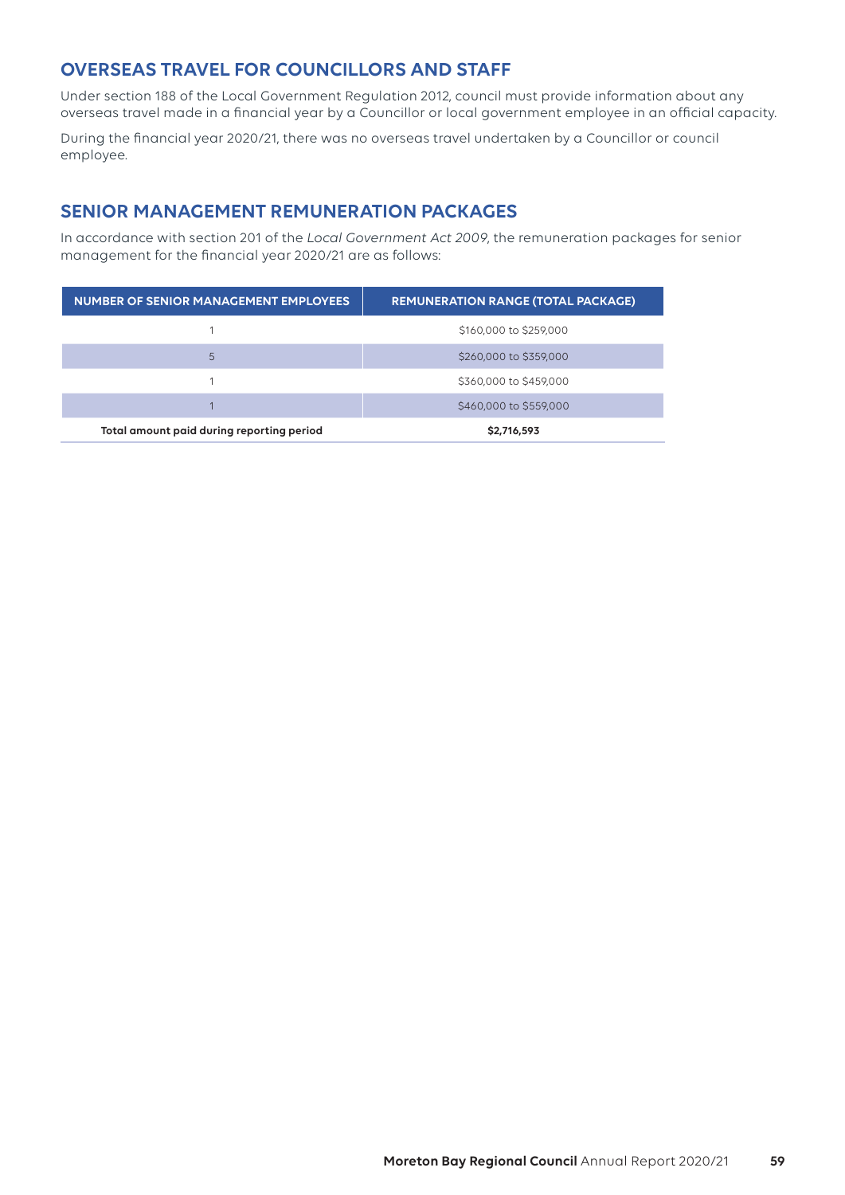## OVERSEAS TRAVEL FOR COUNCILLORS AND STAFF

Under section 188 of the Local Government Regulation 2012, council must provide information about any overseas travel made in a financial year by a Councillor or local government employee in an official capacity.

During the financial year 2020/21, there was no overseas travel undertaken by a Councillor or council employee.

## SENIOR MANAGEMENT REMUNERATION PACKAGES

In accordance with section 201 of the *Local Government Act 2009*, the remuneration packages for senior management for the financial year 2020/21 are as follows:

| NUMBER OF SENIOR MANAGEMENT EMPLOYEES | REMUNERATION RANGE (TOTAL PACKAGE) |
| --- | --- |
| 1 | $160,000 to $259,000 |
| 5 | $260,000 to $359,000 |
| 1 | $360,000 to $459,000 |
| 1 | $460,000 to $559,000 |
| **Total amount paid during reporting period** | **$2,716,593** |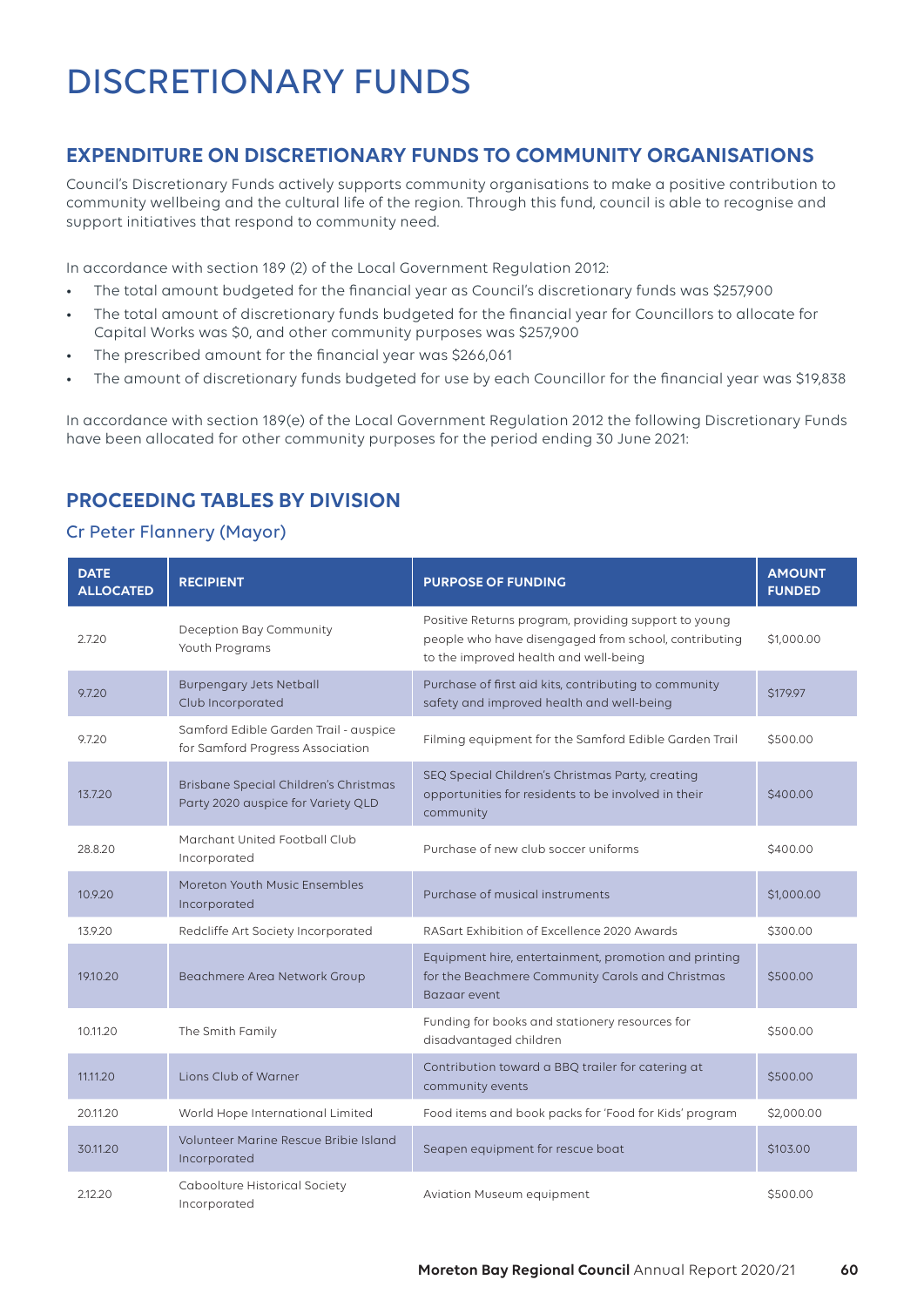# DISCRETIONARY FUNDS

## EXPENDITURE ON DISCRETIONARY FUNDS TO COMMUNITY ORGANISATIONS

Council's Discretionary Funds actively supports community organisations to make a positive contribution to community wellbeing and the cultural life of the region. Through this fund, council is able to recognise and support initiatives that respond to community need.

In accordance with section 189 (2) of the Local Government Regulation 2012:

- The total amount budgeted for the financial year as Council's discretionary funds was $257,900
- The total amount of discretionary funds budgeted for the financial year for Councillors to allocate for Capital Works was $0, and other community purposes was $257,900
- The prescribed amount for the financial year was $266,061
- The amount of discretionary funds budgeted for use by each Councillor for the financial year was $19,838

In accordance with section 189(e) of the Local Government Regulation 2012 the following Discretionary Funds have been allocated for other community purposes for the period ending 30 June 2021:

## PROCEEDING TABLES BY DIVISION

### Cr Peter Flannery (Mayor)

| DATE ALLOCATED | RECIPIENT | PURPOSE OF FUNDING | AMOUNT FUNDED |
|---|---|---|---|
| 2.7.20 | Deception Bay Community Youth Programs | Positive Returns program, providing support to young people who have disengaged from school, contributing to the improved health and well-being | $1,000.00 |
| 9.7.20 | Burpengary Jets Netball Club Incorporated | Purchase of first aid kits, contributing to community safety and improved health and well-being | $179.97 |
| 9.7.20 | Samford Edible Garden Trail - auspice for Samford Progress Association | Filming equipment for the Samford Edible Garden Trail | $500.00 |
| 13.7.20 | Brisbane Special Children's Christmas Party 2020 auspice for Variety QLD | SEQ Special Children's Christmas Party, creating opportunities for residents to be involved in their community | $400.00 |
| 28.8.20 | Marchant United Football Club Incorporated | Purchase of new club soccer uniforms | $400.00 |
| 10.9.20 | Moreton Youth Music Ensembles Incorporated | Purchase of musical instruments | $1,000.00 |
| 13.9.20 | Redcliffe Art Society Incorporated | RASart Exhibition of Excellence 2020 Awards | $300.00 |
| 19.10.20 | Beachmere Area Network Group | Equipment hire, entertainment, promotion and printing for the Beachmere Community Carols and Christmas Bazaar event | $500.00 |
| 10.11.20 | The Smith Family | Funding for books and stationery resources for disadvantaged children | $500.00 |
| 11.11.20 | Lions Club of Warner | Contribution toward a BBQ trailer for catering at community events | $500.00 |
| 20.11.20 | World Hope International Limited | Food items and book packs for 'Food for Kids' program | $2,000.00 |
| 30.11.20 | Volunteer Marine Rescue Bribie Island Incorporated | Seapen equipment for rescue boat | $103.00 |
| 2.12.20 | Caboolture Historical Society Incorporated | Aviation Museum equipment | $500.00 |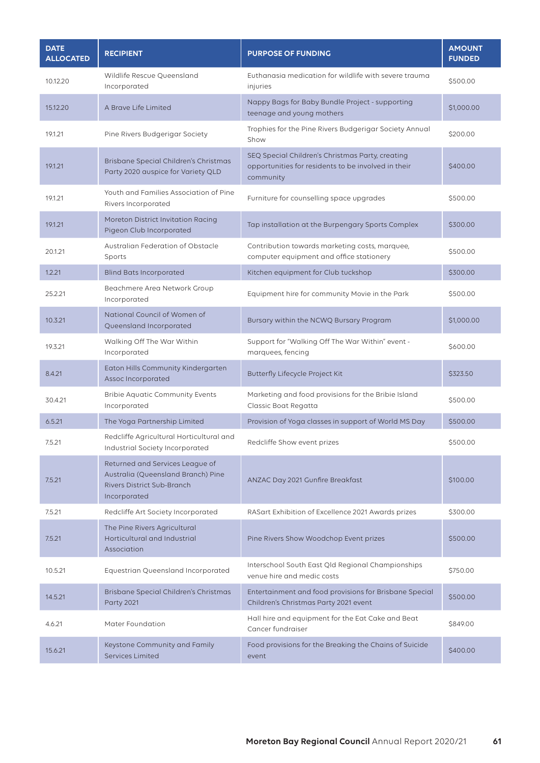| DATE ALLOCATED | RECIPIENT | PURPOSE OF FUNDING | AMOUNT FUNDED |
|---|---|---|---|
| 10.12.20 | Wildlife Rescue Queensland Incorporated | Euthanasia medication for wildlife with severe trauma injuries | $500.00 |
| 15.12.20 | A Brave Life Limited | Nappy Bags for Baby Bundle Project - supporting teenage and young mothers | $1,000.00 |
| 19.1.21 | Pine Rivers Budgerigar Society | Trophies for the Pine Rivers Budgerigar Society Annual Show | $200.00 |
| 19.1.21 | Brisbane Special Children's Christmas Party 2020 auspice for Variety QLD | SEQ Special Children's Christmas Party, creating opportunities for residents to be involved in their community | $400.00 |
| 19.1.21 | Youth and Families Association of Pine Rivers Incorporated | Furniture for counselling space upgrades | $500.00 |
| 19.1.21 | Moreton District Invitation Racing Pigeon Club Incorporated | Tap installation at the Burpengary Sports Complex | $300.00 |
| 20.1.21 | Australian Federation of Obstacle Sports | Contribution towards marketing costs, marquee, computer equipment and office stationery | $500.00 |
| 1.2.21 | Blind Bats Incorporated | Kitchen equipment for Club tuckshop | $300.00 |
| 25.2.21 | Beachmere Area Network Group Incorporated | Equipment hire for community Movie in the Park | $500.00 |
| 10.3.21 | National Council of Women of Queensland Incorporated | Bursary within the NCWQ Bursary Program | $1,000.00 |
| 19.3.21 | Walking Off The War Within Incorporated | Support for "Walking Off The War Within" event - marquees, fencing | $600.00 |
| 8.4.21 | Eaton Hills Community Kindergarten Assoc Incorporated | Butterfly Lifecycle Project Kit | $323.50 |
| 30.4.21 | Bribie Aquatic Community Events Incorporated | Marketing and food provisions for the Bribie Island Classic Boat Regatta | $500.00 |
| 6.5.21 | The Yoga Partnership Limited | Provision of Yoga classes in support of World MS Day | $500.00 |
| 7.5.21 | Redcliffe Agricultural Horticultural and Industrial Society Incorporated | Redcliffe Show event prizes | $500.00 |
| 7.5.21 | Returned and Services League of Australia (Queensland Branch) Pine Rivers District Sub-Branch Incorporated | ANZAC Day 2021 Gunfire Breakfast | $100.00 |
| 7.5.21 | Redcliffe Art Society Incorporated | RASart Exhibition of Excellence 2021 Awards prizes | $300.00 |
| 7.5.21 | The Pine Rivers Agricultural Horticultural and Industrial Association | Pine Rivers Show Woodchop Event prizes | $500.00 |
| 10.5.21 | Equestrian Queensland Incorporated | Interschool South East Qld Regional Championships venue hire and medic costs | $750.00 |
| 14.5.21 | Brisbane Special Children's Christmas Party 2021 | Entertainment and food provisions for Brisbane Special Children's Christmas Party 2021 event | $500.00 |
| 4.6.21 | Mater Foundation | Hall hire and equipment for the Eat Cake and Beat Cancer fundraiser | $849.00 |
| 15.6.21 | Keystone Community and Family Services Limited | Food provisions for the Breaking the Chains of Suicide event | $400.00 |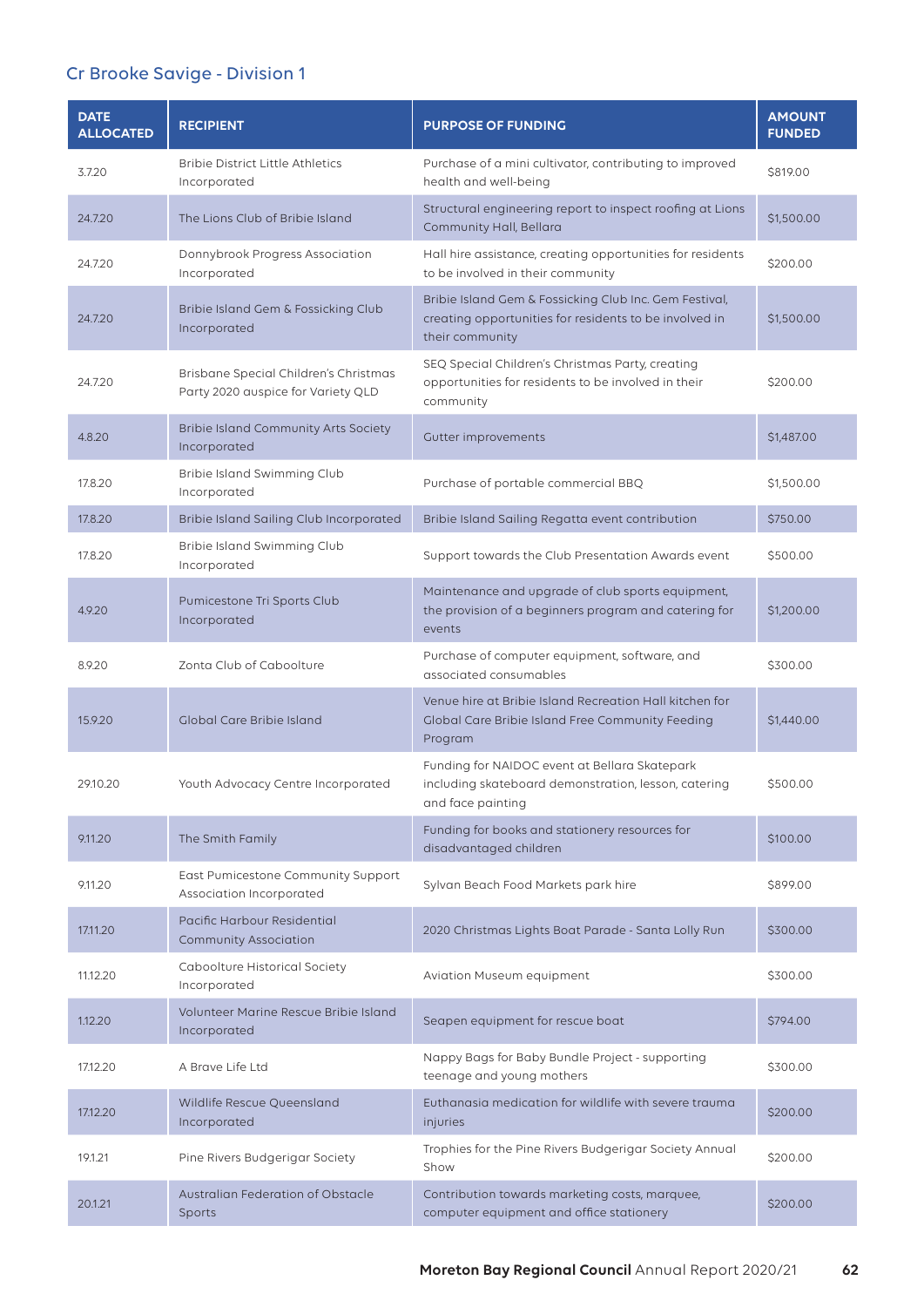## Cr Brooke Savige - Division 1

| DATE ALLOCATED | RECIPIENT | PURPOSE OF FUNDING | AMOUNT FUNDED |
|---|---|---|---|
| 3.7.20 | Bribie District Little Athletics Incorporated | Purchase of a mini cultivator, contributing to improved health and well-being | $819.00 |
| 24.7.20 | The Lions Club of Bribie Island | Structural engineering report to inspect roofing at Lions Community Hall, Bellara | $1,500.00 |
| 24.7.20 | Donnybrook Progress Association Incorporated | Hall hire assistance, creating opportunities for residents to be involved in their community | $200.00 |
| 24.7.20 | Bribie Island Gem & Fossicking Club Incorporated | Bribie Island Gem & Fossicking Club Inc. Gem Festival, creating opportunities for residents to be involved in their community | $1,500.00 |
| 24.7.20 | Brisbane Special Children's Christmas Party 2020 auspice for Variety QLD | SEQ Special Children's Christmas Party, creating opportunities for residents to be involved in their community | $200.00 |
| 4.8.20 | Bribie Island Community Arts Society Incorporated | Gutter improvements | $1,487.00 |
| 17.8.20 | Bribie Island Swimming Club Incorporated | Purchase of portable commercial BBQ | $1,500.00 |
| 17.8.20 | Bribie Island Sailing Club Incorporated | Bribie Island Sailing Regatta event contribution | $750.00 |
| 17.8.20 | Bribie Island Swimming Club Incorporated | Support towards the Club Presentation Awards event | $500.00 |
| 4.9.20 | Pumicestone Tri Sports Club Incorporated | Maintenance and upgrade of club sports equipment, the provision of a beginners program and catering for events | $1,200.00 |
| 8.9.20 | Zonta Club of Caboolture | Purchase of computer equipment, software, and associated consumables | $300.00 |
| 15.9.20 | Global Care Bribie Island | Venue hire at Bribie Island Recreation Hall kitchen for Global Care Bribie Island Free Community Feeding Program | $1,440.00 |
| 29.10.20 | Youth Advocacy Centre Incorporated | Funding for NAIDOC event at Bellara Skatepark including skateboard demonstration, lesson, catering and face painting | $500.00 |
| 9.11.20 | The Smith Family | Funding for books and stationery resources for disadvantaged children | $100.00 |
| 9.11.20 | East Pumicestone Community Support Association Incorporated | Sylvan Beach Food Markets park hire | $899.00 |
| 17.11.20 | Pacific Harbour Residential Community Association | 2020 Christmas Lights Boat Parade - Santa Lolly Run | $300.00 |
| 11.12.20 | Caboolture Historical Society Incorporated | Aviation Museum equipment | $300.00 |
| 1.12.20 | Volunteer Marine Rescue Bribie Island Incorporated | Seapen equipment for rescue boat | $794.00 |
| 17.12.20 | A Brave Life Ltd | Nappy Bags for Baby Bundle Project - supporting teenage and young mothers | $300.00 |
| 17.12.20 | Wildlife Rescue Queensland Incorporated | Euthanasia medication for wildlife with severe trauma injuries | $200.00 |
| 19.1.21 | Pine Rivers Budgerigar Society | Trophies for the Pine Rivers Budgerigar Society Annual Show | $200.00 |
| 20.1.21 | Australian Federation of Obstacle Sports | Contribution towards marketing costs, marquee, computer equipment and office stationery | $200.00 |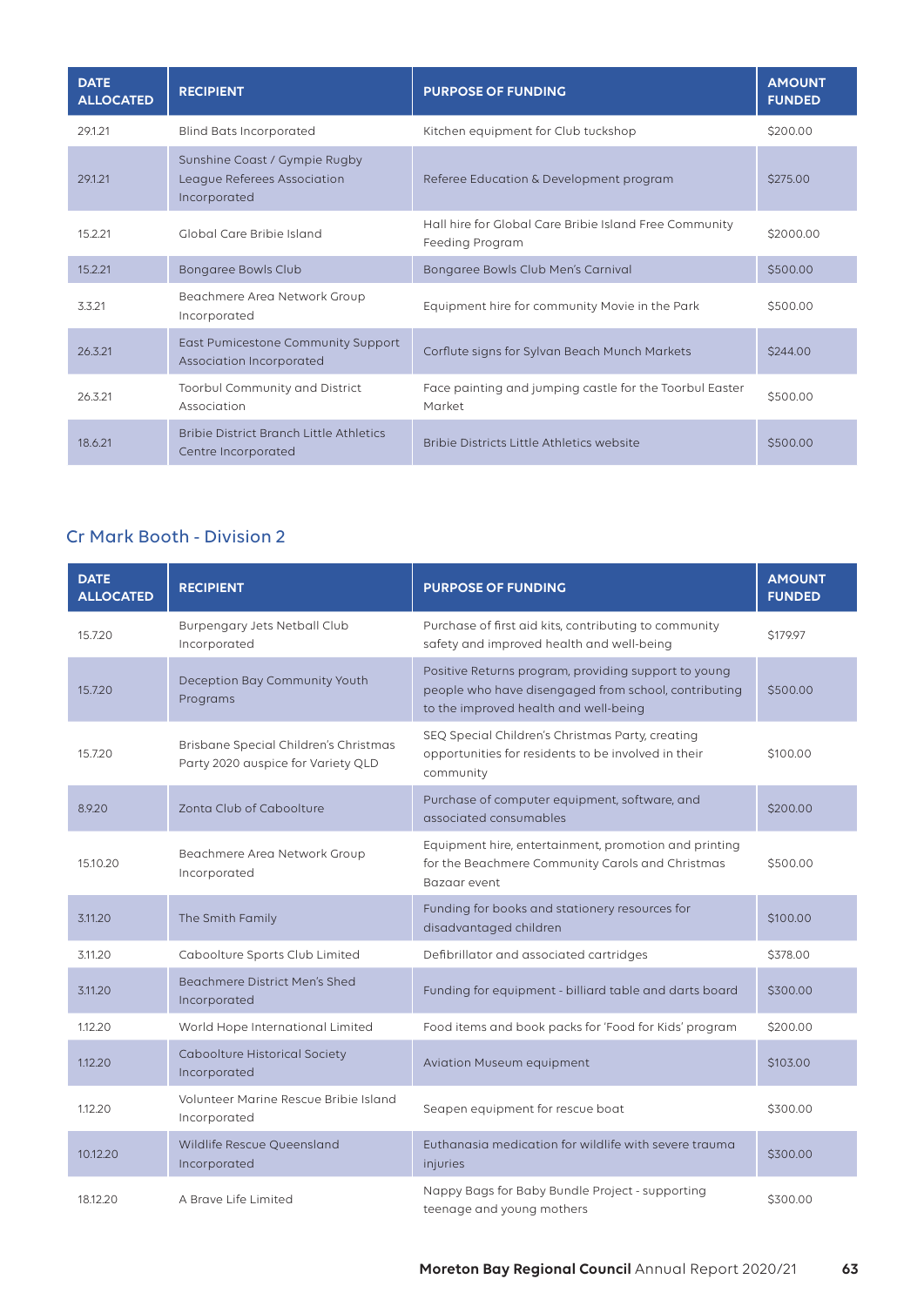| DATE ALLOCATED | RECIPIENT | PURPOSE OF FUNDING | AMOUNT FUNDED |
|---|---|---|---|
| 29.1.21 | Blind Bats Incorporated | Kitchen equipment for Club tuckshop | $200.00 |
| 29.1.21 | Sunshine Coast / Gympie Rugby League Referees Association Incorporated | Referee Education & Development program | $275.00 |
| 15.2.21 | Global Care Bribie Island | Hall hire for Global Care Bribie Island Free Community Feeding Program | $2000.00 |
| 15.2.21 | Bongaree Bowls Club | Bongaree Bowls Club Men's Carnival | $500.00 |
| 3.3.21 | Beachmere Area Network Group Incorporated | Equipment hire for community Movie in the Park | $500.00 |
| 26.3.21 | East Pumicestone Community Support Association Incorporated | Corflute signs for Sylvan Beach Munch Markets | $244.00 |
| 26.3.21 | Toorbul Community and District Association | Face painting and jumping castle for the Toorbul Easter Market | $500.00 |
| 18.6.21 | Bribie District Branch Little Athletics Centre Incorporated | Bribie Districts Little Athletics website | $500.00 |

## Cr Mark Booth - Division 2

| DATE ALLOCATED | RECIPIENT | PURPOSE OF FUNDING | AMOUNT FUNDED |
|---|---|---|---|
| 15.7.20 | Burpengary Jets Netball Club Incorporated | Purchase of first aid kits, contributing to community safety and improved health and well-being | $179.97 |
| 15.7.20 | Deception Bay Community Youth Programs | Positive Returns program, providing support to young people who have disengaged from school, contributing to the improved health and well-being | $500.00 |
| 15.7.20 | Brisbane Special Children's Christmas Party 2020 auspice for Variety QLD | SEQ Special Children's Christmas Party, creating opportunities for residents to be involved in their community | $100.00 |
| 8.9.20 | Zonta Club of Caboolture | Purchase of computer equipment, software, and associated consumables | $200.00 |
| 15.10.20 | Beachmere Area Network Group Incorporated | Equipment hire, entertainment, promotion and printing for the Beachmere Community Carols and Christmas Bazaar event | $500.00 |
| 3.11.20 | The Smith Family | Funding for books and stationery resources for disadvantaged children | $100.00 |
| 3.11.20 | Caboolture Sports Club Limited | Defibrillator and associated cartridges | $378.00 |
| 3.11.20 | Beachmere District Men's Shed Incorporated | Funding for equipment - billiard table and darts board | $300.00 |
| 1.12.20 | World Hope International Limited | Food items and book packs for 'Food for Kids' program | $200.00 |
| 1.12.20 | Caboolture Historical Society Incorporated | Aviation Museum equipment | $103.00 |
| 1.12.20 | Volunteer Marine Rescue Bribie Island Incorporated | Seapen equipment for rescue boat | $300.00 |
| 10.12.20 | Wildlife Rescue Queensland Incorporated | Euthanasia medication for wildlife with severe trauma injuries | $300.00 |
| 18.12.20 | A Brave Life Limited | Nappy Bags for Baby Bundle Project - supporting teenage and young mothers | $300.00 |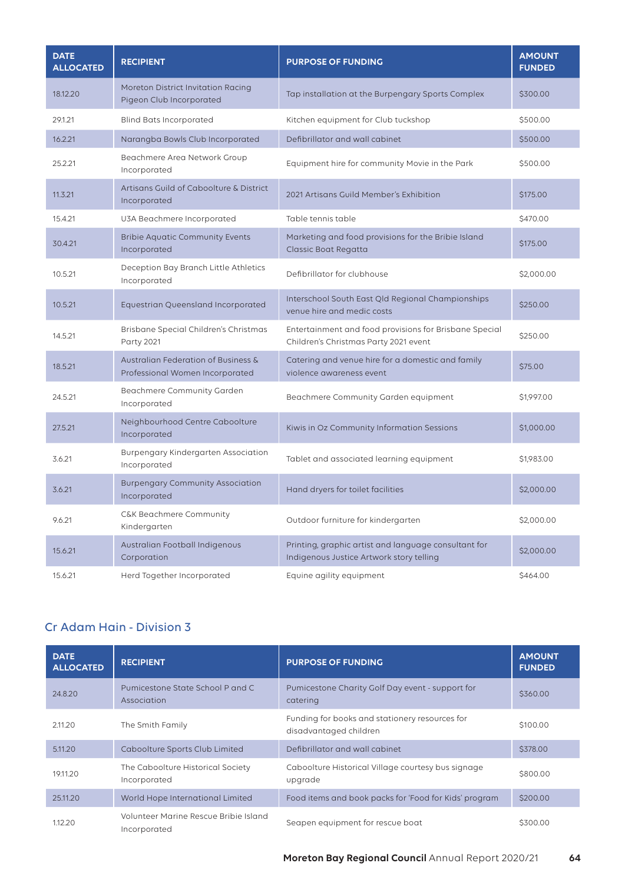| DATE ALLOCATED | RECIPIENT | PURPOSE OF FUNDING | AMOUNT FUNDED |
|---|---|---|---|
| 18.12.20 | Moreton District Invitation Racing Pigeon Club Incorporated | Tap installation at the Burpengary Sports Complex | $300.00 |
| 29.1.21 | Blind Bats Incorporated | Kitchen equipment for Club tuckshop | $500.00 |
| 16.2.21 | Narangba Bowls Club Incorporated | Defibrillator and wall cabinet | $500.00 |
| 25.2.21 | Beachmere Area Network Group Incorporated | Equipment hire for community Movie in the Park | $500.00 |
| 11.3.21 | Artisans Guild of Caboolture & District Incorporated | 2021 Artisans Guild Member's Exhibition | $175.00 |
| 15.4.21 | U3A Beachmere Incorporated | Table tennis table | $470.00 |
| 30.4.21 | Bribie Aquatic Community Events Incorporated | Marketing and food provisions for the Bribie Island Classic Boat Regatta | $175.00 |
| 10.5.21 | Deception Bay Branch Little Athletics Incorporated | Defibrillator for clubhouse | $2,000.00 |
| 10.5.21 | Equestrian Queensland Incorporated | Interschool South East Qld Regional Championships venue hire and medic costs | $250.00 |
| 14.5.21 | Brisbane Special Children's Christmas Party 2021 | Entertainment and food provisions for Brisbane Special Children's Christmas Party 2021 event | $250.00 |
| 18.5.21 | Australian Federation of Business & Professional Women Incorporated | Catering and venue hire for a domestic and family violence awareness event | $75.00 |
| 24.5.21 | Beachmere Community Garden Incorporated | Beachmere Community Garden equipment | $1,997.00 |
| 27.5.21 | Neighbourhood Centre Caboolture Incorporated | Kiwis in Oz Community Information Sessions | $1,000.00 |
| 3.6.21 | Burpengary Kindergarten Association Incorporated | Tablet and associated learning equipment | $1,983.00 |
| 3.6.21 | Burpengary Community Association Incorporated | Hand dryers for toilet facilities | $2,000.00 |
| 9.6.21 | C&K Beachmere Community Kindergarten | Outdoor furniture for kindergarten | $2,000.00 |
| 15.6.21 | Australian Football Indigenous Corporation | Printing, graphic artist and language consultant for Indigenous Justice Artwork story telling | $2,000.00 |
| 15.6.21 | Herd Together Incorporated | Equine agility equipment | $464.00 |

## Cr Adam Hain - Division 3

| DATE ALLOCATED | RECIPIENT | PURPOSE OF FUNDING | AMOUNT FUNDED |
|---|---|---|---|
| 24.8.20 | Pumicestone State School P and C Association | Pumicestone Charity Golf Day event - support for catering | $360.00 |
| 2.11.20 | The Smith Family | Funding for books and stationery resources for disadvantaged children | $100.00 |
| 5.11.20 | Caboolture Sports Club Limited | Defibrillator and wall cabinet | $378.00 |
| 19.11.20 | The Caboolture Historical Society Incorporated | Caboolture Historical Village courtesy bus signage upgrade | $800.00 |
| 25.11.20 | World Hope International Limited | Food items and book packs for 'Food for Kids' program | $200.00 |
| 1.12.20 | Volunteer Marine Rescue Bribie Island Incorporated | Seapen equipment for rescue boat | $300.00 |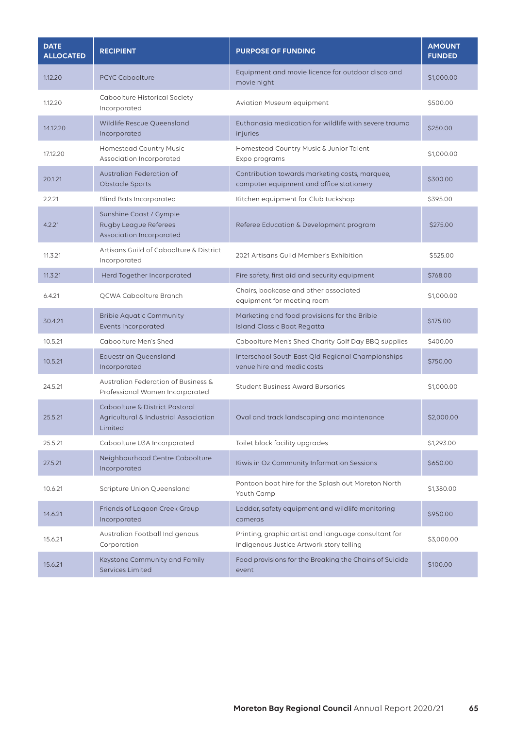| DATE ALLOCATED | RECIPIENT | PURPOSE OF FUNDING | AMOUNT FUNDED |
|---|---|---|---|
| 1.12.20 | PCYC Caboolture | Equipment and movie licence for outdoor disco and movie night | $1,000.00 |
| 1.12.20 | Caboolture Historical Society Incorporated | Aviation Museum equipment | $500.00 |
| 14.12.20 | Wildlife Rescue Queensland Incorporated | Euthanasia medication for wildlife with severe trauma injuries | $250.00 |
| 17.12.20 | Homestead Country Music Association Incorporated | Homestead Country Music & Junior Talent Expo programs | $1,000.00 |
| 20.1.21 | Australian Federation of Obstacle Sports | Contribution towards marketing costs, marquee, computer equipment and office stationery | $300.00 |
| 2.2.21 | Blind Bats Incorporated | Kitchen equipment for Club tuckshop | $395.00 |
| 4.2.21 | Sunshine Coast / Gympie Rugby League Referees Association Incorporated | Referee Education & Development program | $275.00 |
| 11.3.21 | Artisans Guild of Caboolture & District Incorporated | 2021 Artisans Guild Member's Exhibition | $525.00 |
| 11.3.21 | Herd Together Incorporated | Fire safety, first aid and security equipment | $768.00 |
| 6.4.21 | QCWA Caboolture Branch | Chairs, bookcase and other associated equipment for meeting room | $1,000.00 |
| 30.4.21 | Bribie Aquatic Community Events Incorporated | Marketing and food provisions for the Bribie Island Classic Boat Regatta | $175.00 |
| 10.5.21 | Caboolture Men's Shed | Caboolture Men's Shed Charity Golf Day BBQ supplies | $400.00 |
| 10.5.21 | Equestrian Queensland Incorporated | Interschool South East Qld Regional Championships venue hire and medic costs | $750.00 |
| 24.5.21 | Australian Federation of Business & Professional Women Incorporated | Student Business Award Bursaries | $1,000.00 |
| 25.5.21 | Caboolture & District Pastoral Agricultural & Industrial Association Limited | Oval and track landscaping and maintenance | $2,000.00 |
| 25.5.21 | Caboolture U3A Incorporated | Toilet block facility upgrades | $1,293.00 |
| 27.5.21 | Neighbourhood Centre Caboolture Incorporated | Kiwis in Oz Community Information Sessions | $650.00 |
| 10.6.21 | Scripture Union Queensland | Pontoon boat hire for the Splash out Moreton North Youth Camp | $1,380.00 |
| 14.6.21 | Friends of Lagoon Creek Group Incorporated | Ladder, safety equipment and wildlife monitoring cameras | $950.00 |
| 15.6.21 | Australian Football Indigenous Corporation | Printing, graphic artist and language consultant for Indigenous Justice Artwork story telling | $3,000.00 |
| 15.6.21 | Keystone Community and Family Services Limited | Food provisions for the Breaking the Chains of Suicide event | $100.00 |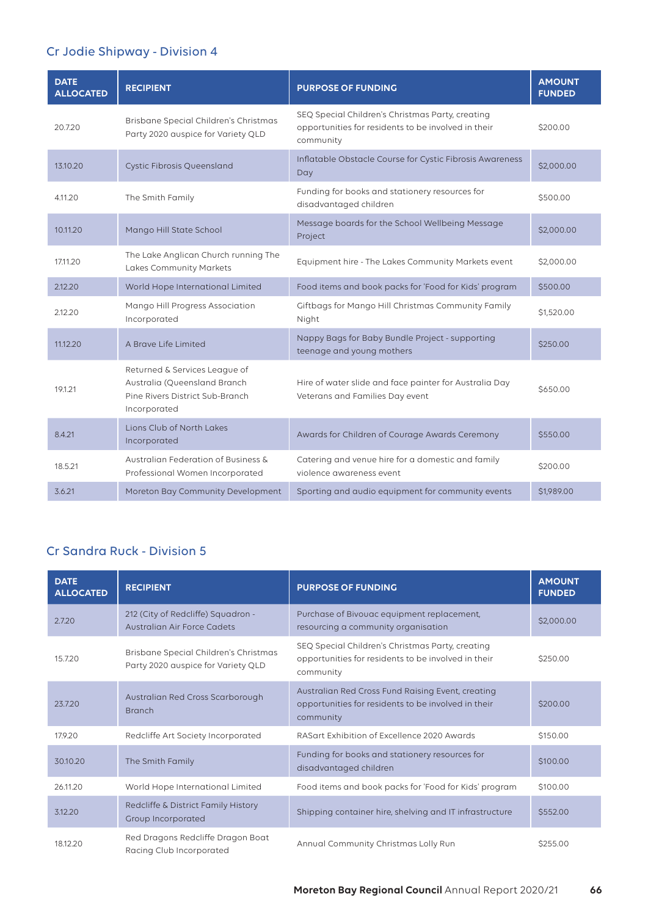## Cr Jodie Shipway - Division 4

| DATE ALLOCATED | RECIPIENT | PURPOSE OF FUNDING | AMOUNT FUNDED |
|---|---|---|---|
| 20.7.20 | Brisbane Special Children's Christmas Party 2020 auspice for Variety QLD | SEQ Special Children's Christmas Party, creating opportunities for residents to be involved in their community | $200.00 |
| 13.10.20 | Cystic Fibrosis Queensland | Inflatable Obstacle Course for Cystic Fibrosis Awareness Day | $2,000.00 |
| 4.11.20 | The Smith Family | Funding for books and stationery resources for disadvantaged children | $500.00 |
| 10.11.20 | Mango Hill State School | Message boards for the School Wellbeing Message Project | $2,000.00 |
| 17.11.20 | The Lake Anglican Church running The Lakes Community Markets | Equipment hire - The Lakes Community Markets event | $2,000.00 |
| 2.12.20 | World Hope International Limited | Food items and book packs for 'Food for Kids' program | $500.00 |
| 2.12.20 | Mango Hill Progress Association Incorporated | Giftbags for Mango Hill Christmas Community Family Night | $1,520.00 |
| 11.12.20 | A Brave Life Limited | Nappy Bags for Baby Bundle Project - supporting teenage and young mothers | $250.00 |
| 19.1.21 | Returned & Services League of Australia (Queensland Branch Pine Rivers District Sub-Branch Incorporated | Hire of water slide and face painter for Australia Day Veterans and Families Day event | $650.00 |
| 8.4.21 | Lions Club of North Lakes Incorporated | Awards for Children of Courage Awards Ceremony | $550.00 |
| 18.5.21 | Australian Federation of Business & Professional Women Incorporated | Catering and venue hire for a domestic and family violence awareness event | $200.00 |
| 3.6.21 | Moreton Bay Community Development | Sporting and audio equipment for community events | $1,989.00 |

## Cr Sandra Ruck - Division 5

| DATE ALLOCATED | RECIPIENT | PURPOSE OF FUNDING | AMOUNT FUNDED |
|---|---|---|---|
| 2.7.20 | 212 (City of Redcliffe) Squadron - Australian Air Force Cadets | Purchase of Bivouac equipment replacement, resourcing a community organisation | $2,000.00 |
| 15.7.20 | Brisbane Special Children's Christmas Party 2020 auspice for Variety QLD | SEQ Special Children's Christmas Party, creating opportunities for residents to be involved in their community | $250.00 |
| 23.7.20 | Australian Red Cross Scarborough Branch | Australian Red Cross Fund Raising Event, creating opportunities for residents to be involved in their community | $200.00 |
| 17.9.20 | Redcliffe Art Society Incorporated | RASart Exhibition of Excellence 2020 Awards | $150.00 |
| 30.10.20 | The Smith Family | Funding for books and stationery resources for disadvantaged children | $100.00 |
| 26.11.20 | World Hope International Limited | Food items and book packs for 'Food for Kids' program | $100.00 |
| 3.12.20 | Redcliffe & District Family History Group Incorporated | Shipping container hire, shelving and IT infrastructure | $552.00 |
| 18.12.20 | Red Dragons Redcliffe Dragon Boat Racing Club Incorporated | Annual Community Christmas Lolly Run | $255.00 |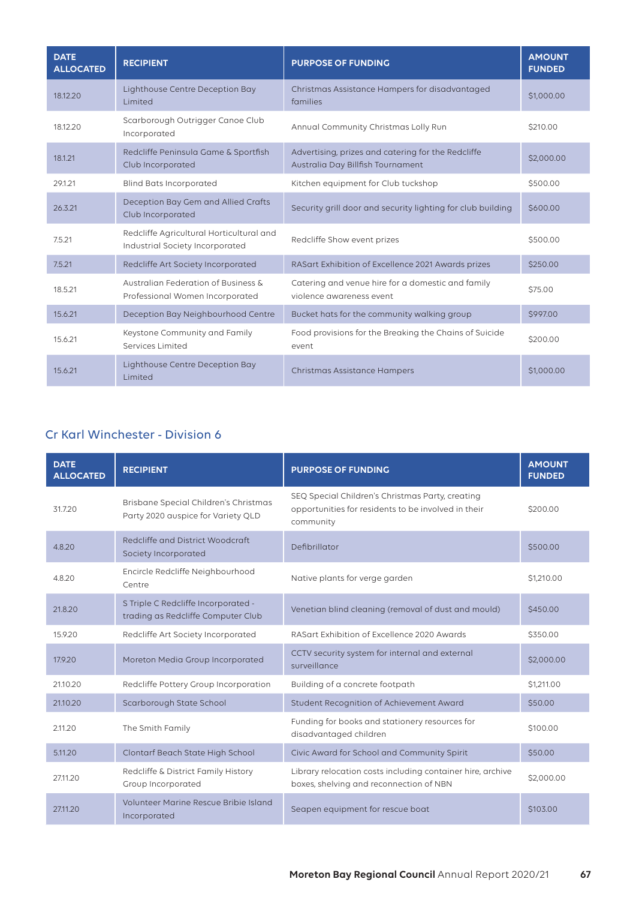| DATE ALLOCATED | RECIPIENT | PURPOSE OF FUNDING | AMOUNT FUNDED |
|---|---|---|---|
| 18.12.20 | Lighthouse Centre Deception Bay Limited | Christmas Assistance Hampers for disadvantaged families | $1,000.00 |
| 18.12.20 | Scarborough Outrigger Canoe Club Incorporated | Annual Community Christmas Lolly Run | $210.00 |
| 18.1.21 | Redcliffe Peninsula Game & Sportfish Club Incorporated | Advertising, prizes and catering for the Redcliffe Australia Day Billfish Tournament | $2,000.00 |
| 29.1.21 | Blind Bats Incorporated | Kitchen equipment for Club tuckshop | $500.00 |
| 26.3.21 | Deception Bay Gem and Allied Crafts Club Incorporated | Security grill door and security lighting for club building | $600.00 |
| 7.5.21 | Redcliffe Agricultural Horticultural and Industrial Society Incorporated | Redcliffe Show event prizes | $500.00 |
| 7.5.21 | Redcliffe Art Society Incorporated | RASart Exhibition of Excellence 2021 Awards prizes | $250.00 |
| 18.5.21 | Australian Federation of Business & Professional Women Incorporated | Catering and venue hire for a domestic and family violence awareness event | $75.00 |
| 15.6.21 | Deception Bay Neighbourhood Centre | Bucket hats for the community walking group | $997.00 |
| 15.6.21 | Keystone Community and Family Services Limited | Food provisions for the Breaking the Chains of Suicide event | $200.00 |
| 15.6.21 | Lighthouse Centre Deception Bay Limited | Christmas Assistance Hampers | $1,000.00 |

## Cr Karl Winchester - Division 6

| DATE ALLOCATED | RECIPIENT | PURPOSE OF FUNDING | AMOUNT FUNDED |
|---|---|---|---|
| 31.7.20 | Brisbane Special Children's Christmas Party 2020 auspice for Variety QLD | SEQ Special Children's Christmas Party, creating opportunities for residents to be involved in their community | $200.00 |
| 4.8.20 | Redcliffe and District Woodcraft Society Incorporated | Defibrillator | $500.00 |
| 4.8.20 | Encircle Redcliffe Neighbourhood Centre | Native plants for verge garden | $1,210.00 |
| 21.8.20 | S Triple C Redcliffe Incorporated - trading as Redcliffe Computer Club | Venetian blind cleaning (removal of dust and mould) | $450.00 |
| 15.9.20 | Redcliffe Art Society Incorporated | RASart Exhibition of Excellence 2020 Awards | $350.00 |
| 17.9.20 | Moreton Media Group Incorporated | CCTV security system for internal and external surveillance | $2,000.00 |
| 21.10.20 | Redcliffe Pottery Group Incorporation | Building of a concrete footpath | $1,211.00 |
| 21.10.20 | Scarborough State School | Student Recognition of Achievement Award | $50.00 |
| 2.11.20 | The Smith Family | Funding for books and stationery resources for disadvantaged children | $100.00 |
| 5.11.20 | Clontarf Beach State High School | Civic Award for School and Community Spirit | $50.00 |
| 27.11.20 | Redcliffe & District Family History Group Incorporated | Library relocation costs including container hire, archive boxes, shelving and reconnection of NBN | $2,000.00 |
| 27.11.20 | Volunteer Marine Rescue Bribie Island Incorporated | Seapen equipment for rescue boat | $103.00 |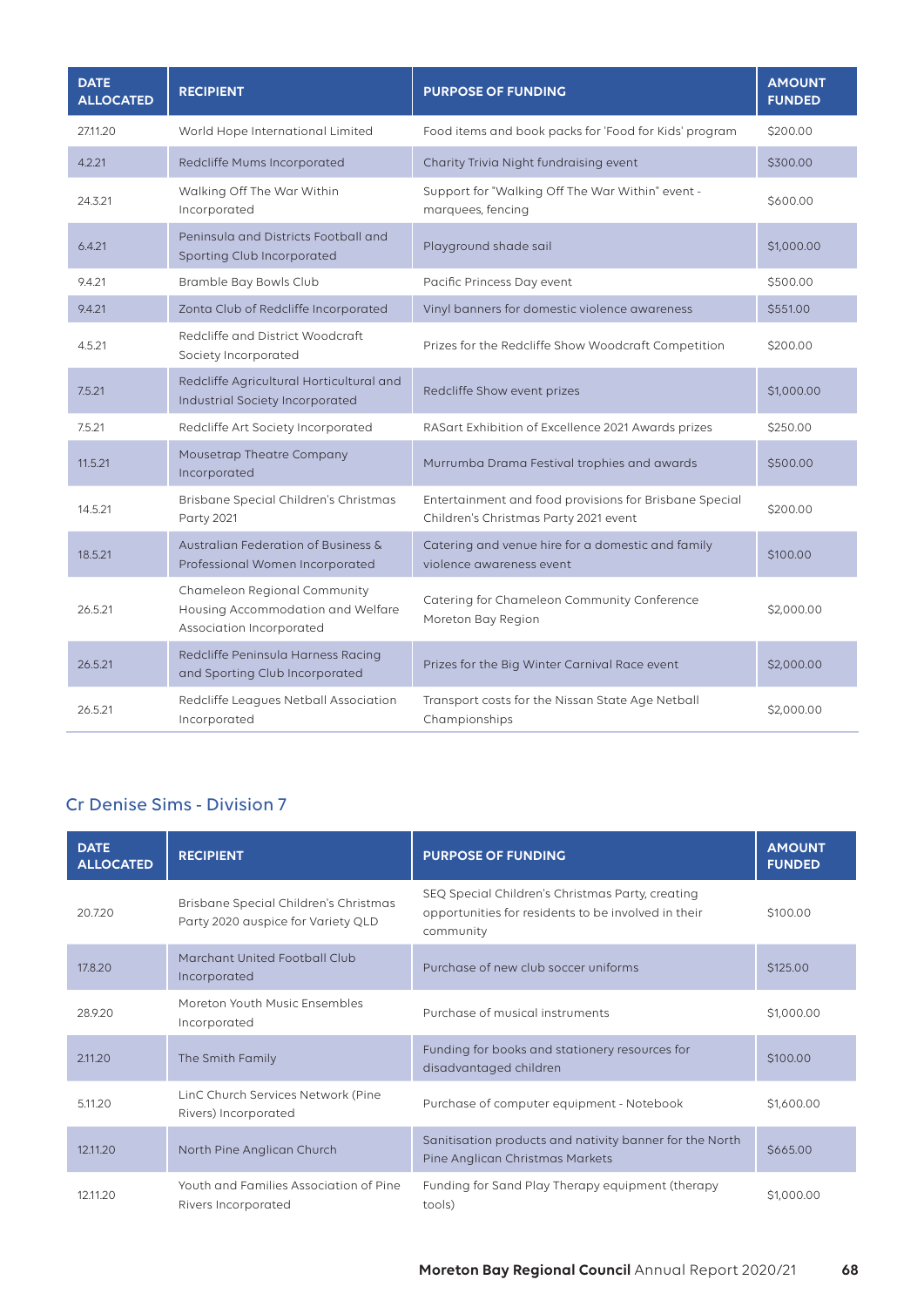| DATE ALLOCATED | RECIPIENT | PURPOSE OF FUNDING | AMOUNT FUNDED |
| --- | --- | --- | --- |
| 27.11.20 | World Hope International Limited | Food items and book packs for 'Food for Kids' program | $200.00 |
| 4.2.21 | Redcliffe Mums Incorporated | Charity Trivia Night fundraising event | $300.00 |
| 24.3.21 | Walking Off The War Within Incorporated | Support for "Walking Off The War Within" event - marquees, fencing | $600.00 |
| 6.4.21 | Peninsula and Districts Football and Sporting Club Incorporated | Playground shade sail | $1,000.00 |
| 9.4.21 | Bramble Bay Bowls Club | Pacific Princess Day event | $500.00 |
| 9.4.21 | Zonta Club of Redcliffe Incorporated | Vinyl banners for domestic violence awareness | $551.00 |
| 4.5.21 | Redcliffe and District Woodcraft Society Incorporated | Prizes for the Redcliffe Show Woodcraft Competition | $200.00 |
| 7.5.21 | Redcliffe Agricultural Horticultural and Industrial Society Incorporated | Redcliffe Show event prizes | $1,000.00 |
| 7.5.21 | Redcliffe Art Society Incorporated | RASart Exhibition of Excellence 2021 Awards prizes | $250.00 |
| 11.5.21 | Mousetrap Theatre Company Incorporated | Murrumba Drama Festival trophies and awards | $500.00 |
| 14.5.21 | Brisbane Special Children's Christmas Party 2021 | Entertainment and food provisions for Brisbane Special Children's Christmas Party 2021 event | $200.00 |
| 18.5.21 | Australian Federation of Business & Professional Women Incorporated | Catering and venue hire for a domestic and family violence awareness event | $100.00 |
| 26.5.21 | Chameleon Regional Community Housing Accommodation and Welfare Association Incorporated | Catering for Chameleon Community Conference Moreton Bay Region | $2,000.00 |
| 26.5.21 | Redcliffe Peninsula Harness Racing and Sporting Club Incorporated | Prizes for the Big Winter Carnival Race event | $2,000.00 |
| 26.5.21 | Redcliffe Leagues Netball Association Incorporated | Transport costs for the Nissan State Age Netball Championships | $2,000.00 |

## Cr Denise Sims - Division 7

| DATE ALLOCATED | RECIPIENT | PURPOSE OF FUNDING | AMOUNT FUNDED |
| --- | --- | --- | --- |
| 20.7.20 | Brisbane Special Children's Christmas Party 2020 auspice for Variety QLD | SEQ Special Children's Christmas Party, creating opportunities for residents to be involved in their community | $100.00 |
| 17.8.20 | Marchant United Football Club Incorporated | Purchase of new club soccer uniforms | $125.00 |
| 28.9.20 | Moreton Youth Music Ensembles Incorporated | Purchase of musical instruments | $1,000.00 |
| 2.11.20 | The Smith Family | Funding for books and stationery resources for disadvantaged children | $100.00 |
| 5.11.20 | LinC Church Services Network (Pine Rivers) Incorporated | Purchase of computer equipment - Notebook | $1,600.00 |
| 12.11.20 | North Pine Anglican Church | Sanitisation products and nativity banner for the North Pine Anglican Christmas Markets | $665.00 |
| 12.11.20 | Youth and Families Association of Pine Rivers Incorporated | Funding for Sand Play Therapy equipment (therapy tools) | $1,000.00 |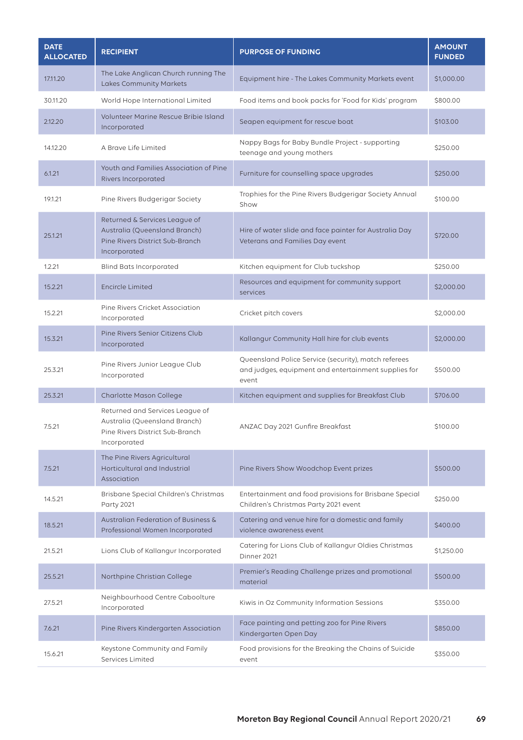| DATE ALLOCATED | RECIPIENT | PURPOSE OF FUNDING | AMOUNT FUNDED |
|---|---|---|---|
| 17.11.20 | The Lake Anglican Church running The Lakes Community Markets | Equipment hire - The Lakes Community Markets event | $1,000.00 |
| 30.11.20 | World Hope International Limited | Food items and book packs for 'Food for Kids' program | $800.00 |
| 2.12.20 | Volunteer Marine Rescue Bribie Island Incorporated | Seapen equipment for rescue boat | $103.00 |
| 14.12.20 | A Brave Life Limited | Nappy Bags for Baby Bundle Project - supporting teenage and young mothers | $250.00 |
| 6.1.21 | Youth and Families Association of Pine Rivers Incorporated | Furniture for counselling space upgrades | $250.00 |
| 19.1.21 | Pine Rivers Budgerigar Society | Trophies for the Pine Rivers Budgerigar Society Annual Show | $100.00 |
| 25.1.21 | Returned & Services League of Australia (Queensland Branch) Pine Rivers District Sub-Branch Incorporated | Hire of water slide and face painter for Australia Day Veterans and Families Day event | $720.00 |
| 1.2.21 | Blind Bats Incorporated | Kitchen equipment for Club tuckshop | $250.00 |
| 15.2.21 | Encircle Limited | Resources and equipment for community support services | $2,000.00 |
| 15.2.21 | Pine Rivers Cricket Association Incorporated | Cricket pitch covers | $2,000.00 |
| 15.3.21 | Pine Rivers Senior Citizens Club Incorporated | Kallangur Community Hall hire for club events | $2,000.00 |
| 25.3.21 | Pine Rivers Junior League Club Incorporated | Queensland Police Service (security), match referees and judges, equipment and entertainment supplies for event | $500.00 |
| 25.3.21 | Charlotte Mason College | Kitchen equipment and supplies for Breakfast Club | $706.00 |
| 7.5.21 | Returned and Services League of Australia (Queensland Branch) Pine Rivers District Sub-Branch Incorporated | ANZAC Day 2021 Gunfire Breakfast | $100.00 |
| 7.5.21 | The Pine Rivers Agricultural Horticultural and Industrial Association | Pine Rivers Show Woodchop Event prizes | $500.00 |
| 14.5.21 | Brisbane Special Children's Christmas Party 2021 | Entertainment and food provisions for Brisbane Special Children's Christmas Party 2021 event | $250.00 |
| 18.5.21 | Australian Federation of Business & Professional Women Incorporated | Catering and venue hire for a domestic and family violence awareness event | $400.00 |
| 21.5.21 | Lions Club of Kallangur Incorporated | Catering for Lions Club of Kallangur Oldies Christmas Dinner 2021 | $1,250.00 |
| 25.5.21 | Northpine Christian College | Premier's Reading Challenge prizes and promotional material | $500.00 |
| 27.5.21 | Neighbourhood Centre Caboolture Incorporated | Kiwis in Oz Community Information Sessions | $350.00 |
| 7.6.21 | Pine Rivers Kindergarten Association | Face painting and petting zoo for Pine Rivers Kindergarten Open Day | $850.00 |
| 15.6.21 | Keystone Community and Family Services Limited | Food provisions for the Breaking the Chains of Suicide event | $350.00 |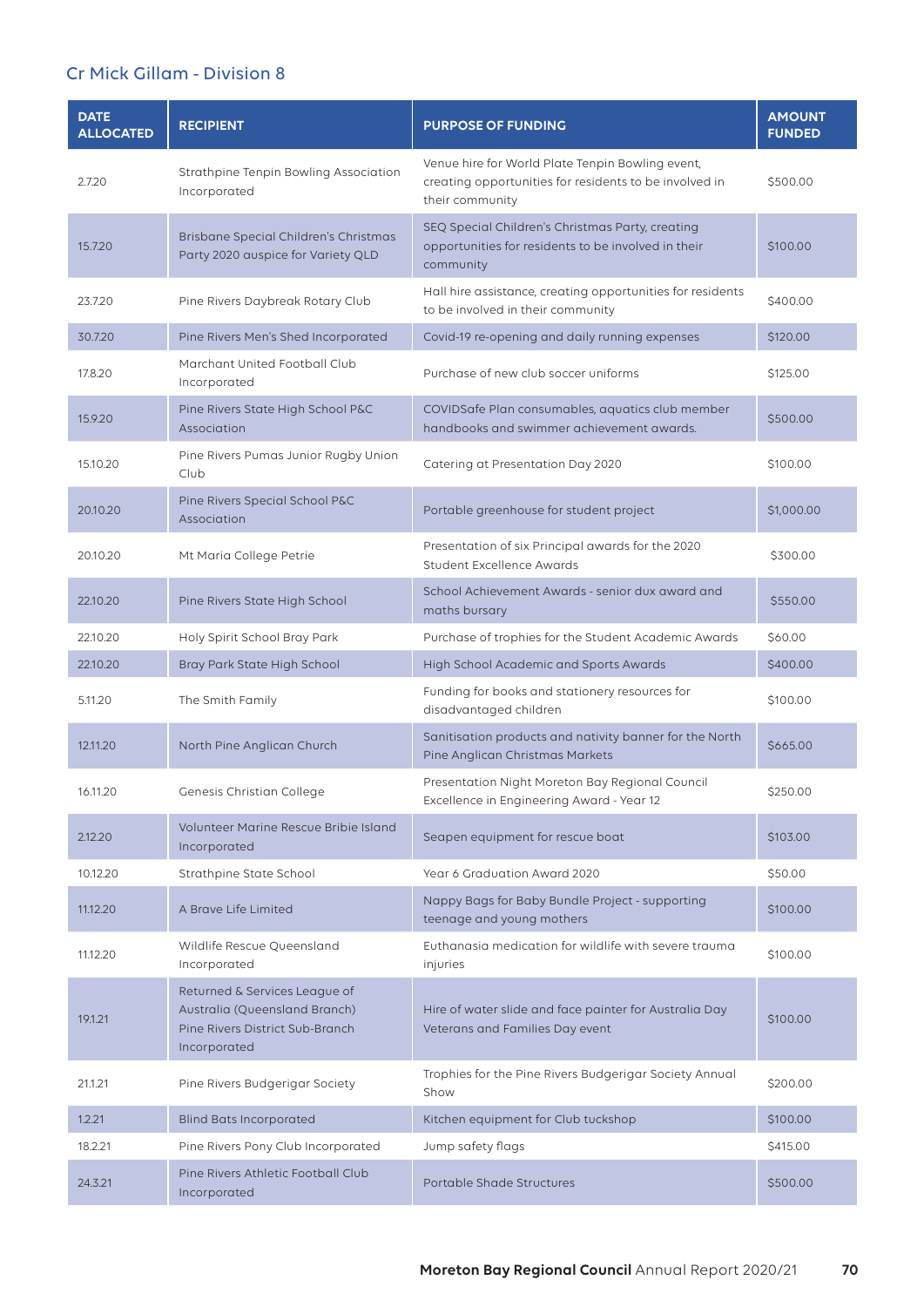## Cr Mick Gillam - Division 8

| DATE ALLOCATED | RECIPIENT | PURPOSE OF FUNDING | AMOUNT FUNDED |
|---|---|---|---|
| 2.7.20 | Strathpine Tenpin Bowling Association Incorporated | Venue hire for World Plate Tenpin Bowling event, creating opportunities for residents to be involved in their community | $500.00 |
| 15.7.20 | Brisbane Special Children's Christmas Party 2020 auspice for Variety QLD | SEQ Special Children's Christmas Party, creating opportunities for residents to be involved in their community | $100.00 |
| 23.7.20 | Pine Rivers Daybreak Rotary Club | Hall hire assistance, creating opportunities for residents to be involved in their community | $400.00 |
| 30.7.20 | Pine Rivers Men's Shed Incorporated | Covid-19 re-opening and daily running expenses | $120.00 |
| 17.8.20 | Marchant United Football Club Incorporated | Purchase of new club soccer uniforms | $125.00 |
| 15.9.20 | Pine Rivers State High School P&C Association | COVIDSafe Plan consumables, aquatics club member handbooks and swimmer achievement awards. | $500.00 |
| 15.10.20 | Pine Rivers Pumas Junior Rugby Union Club | Catering at Presentation Day 2020 | $100.00 |
| 20.10.20 | Pine Rivers Special School P&C Association | Portable greenhouse for student project | $1,000.00 |
| 20.10.20 | Mt Maria College Petrie | Presentation of six Principal awards for the 2020 Student Excellence Awards | $300.00 |
| 22.10.20 | Pine Rivers State High School | School Achievement Awards - senior dux award and maths bursary | $550.00 |
| 22.10.20 | Holy Spirit School Bray Park | Purchase of trophies for the Student Academic Awards | $60.00 |
| 22.10.20 | Bray Park State High School | High School Academic and Sports Awards | $400.00 |
| 5.11.20 | The Smith Family | Funding for books and stationery resources for disadvantaged children | $100.00 |
| 12.11.20 | North Pine Anglican Church | Sanitisation products and nativity banner for the North Pine Anglican Christmas Markets | $665.00 |
| 16.11.20 | Genesis Christian College | Presentation Night Moreton Bay Regional Council Excellence in Engineering Award - Year 12 | $250.00 |
| 2.12.20 | Volunteer Marine Rescue Bribie Island Incorporated | Seapen equipment for rescue boat | $103.00 |
| 10.12.20 | Strathpine State School | Year 6 Graduation Award 2020 | $50.00 |
| 11.12.20 | A Brave Life Limited | Nappy Bags for Baby Bundle Project - supporting teenage and young mothers | $100.00 |
| 11.12.20 | Wildlife Rescue Queensland Incorporated | Euthanasia medication for wildlife with severe trauma injuries | $100.00 |
| 19.1.21 | Returned & Services League of Australia (Queensland Branch) Pine Rivers District Sub-Branch Incorporated | Hire of water slide and face painter for Australia Day Veterans and Families Day event | $100.00 |
| 21.1.21 | Pine Rivers Budgerigar Society | Trophies for the Pine Rivers Budgerigar Society Annual Show | $200.00 |
| 1.2.21 | Blind Bats Incorporated | Kitchen equipment for Club tuckshop | $100.00 |
| 18.2.21 | Pine Rivers Pony Club Incorporated | Jump safety flags | $415.00 |
| 24.3.21 | Pine Rivers Athletic Football Club Incorporated | Portable Shade Structures | $500.00 |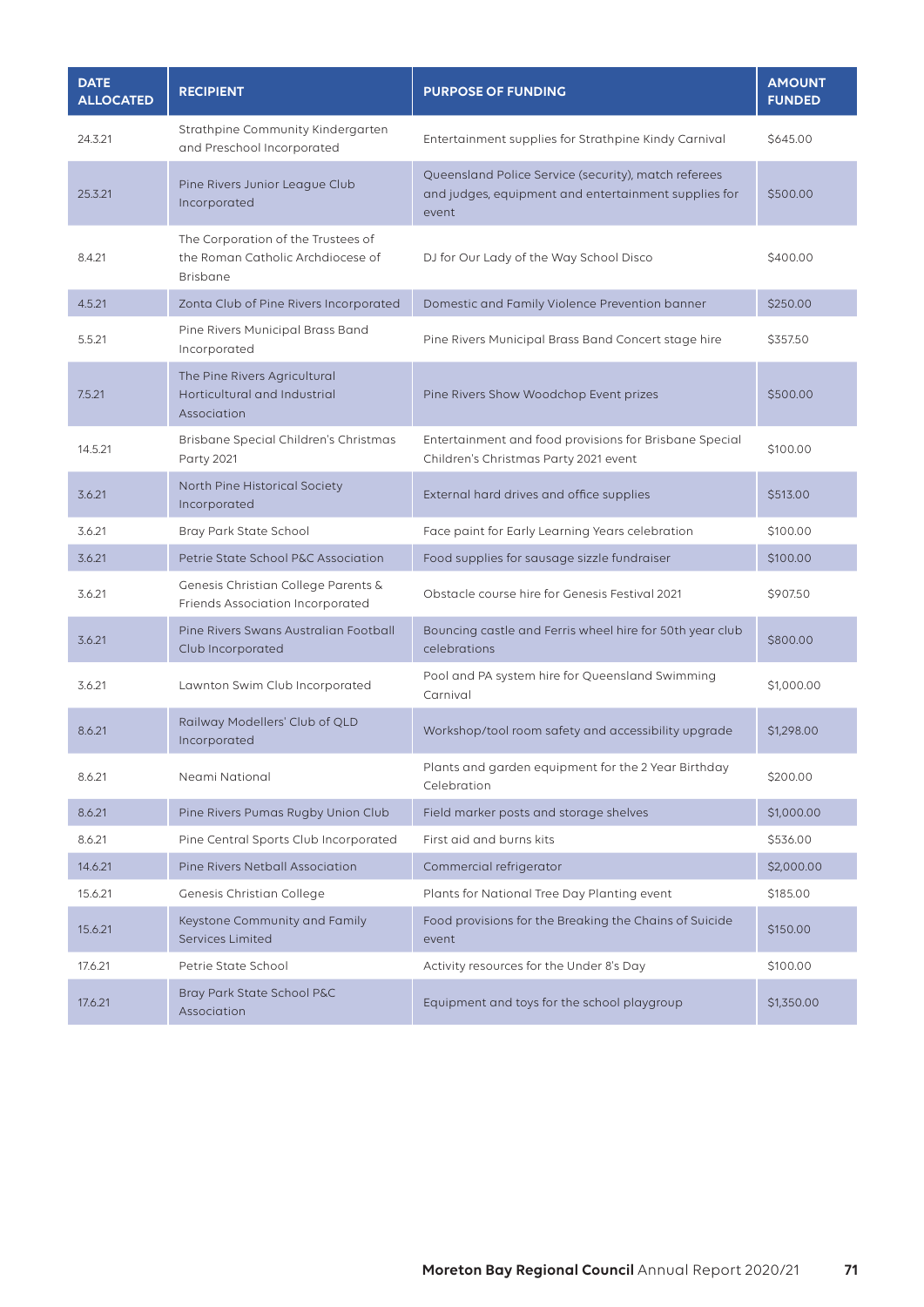| DATE ALLOCATED | RECIPIENT | PURPOSE OF FUNDING | AMOUNT FUNDED |
|---|---|---|---|
| 24.3.21 | Strathpine Community Kindergarten and Preschool Incorporated | Entertainment supplies for Strathpine Kindy Carnival | $645.00 |
| 25.3.21 | Pine Rivers Junior League Club Incorporated | Queensland Police Service (security), match referees and judges, equipment and entertainment supplies for event | $500.00 |
| 8.4.21 | The Corporation of the Trustees of the Roman Catholic Archdiocese of Brisbane | DJ for Our Lady of the Way School Disco | $400.00 |
| 4.5.21 | Zonta Club of Pine Rivers Incorporated | Domestic and Family Violence Prevention banner | $250.00 |
| 5.5.21 | Pine Rivers Municipal Brass Band Incorporated | Pine Rivers Municipal Brass Band Concert stage hire | $357.50 |
| 7.5.21 | The Pine Rivers Agricultural Horticultural and Industrial Association | Pine Rivers Show Woodchop Event prizes | $500.00 |
| 14.5.21 | Brisbane Special Children's Christmas Party 2021 | Entertainment and food provisions for Brisbane Special Children's Christmas Party 2021 event | $100.00 |
| 3.6.21 | North Pine Historical Society Incorporated | External hard drives and office supplies | $513.00 |
| 3.6.21 | Bray Park State School | Face paint for Early Learning Years celebration | $100.00 |
| 3.6.21 | Petrie State School P&C Association | Food supplies for sausage sizzle fundraiser | $100.00 |
| 3.6.21 | Genesis Christian College Parents & Friends Association Incorporated | Obstacle course hire for Genesis Festival 2021 | $907.50 |
| 3.6.21 | Pine Rivers Swans Australian Football Club Incorporated | Bouncing castle and Ferris wheel hire for 50th year club celebrations | $800.00 |
| 3.6.21 | Lawnton Swim Club Incorporated | Pool and PA system hire for Queensland Swimming Carnival | $1,000.00 |
| 8.6.21 | Railway Modellers' Club of QLD Incorporated | Workshop/tool room safety and accessibility upgrade | $1,298.00 |
| 8.6.21 | Neami National | Plants and garden equipment for the 2 Year Birthday Celebration | $200.00 |
| 8.6.21 | Pine Rivers Pumas Rugby Union Club | Field marker posts and storage shelves | $1,000.00 |
| 8.6.21 | Pine Central Sports Club Incorporated | First aid and burns kits | $536.00 |
| 14.6.21 | Pine Rivers Netball Association | Commercial refrigerator | $2,000.00 |
| 15.6.21 | Genesis Christian College | Plants for National Tree Day Planting event | $185.00 |
| 15.6.21 | Keystone Community and Family Services Limited | Food provisions for the Breaking the Chains of Suicide event | $150.00 |
| 17.6.21 | Petrie State School | Activity resources for the Under 8's Day | $100.00 |
| 17.6.21 | Bray Park State School P&C Association | Equipment and toys for the school playgroup | $1,350.00 |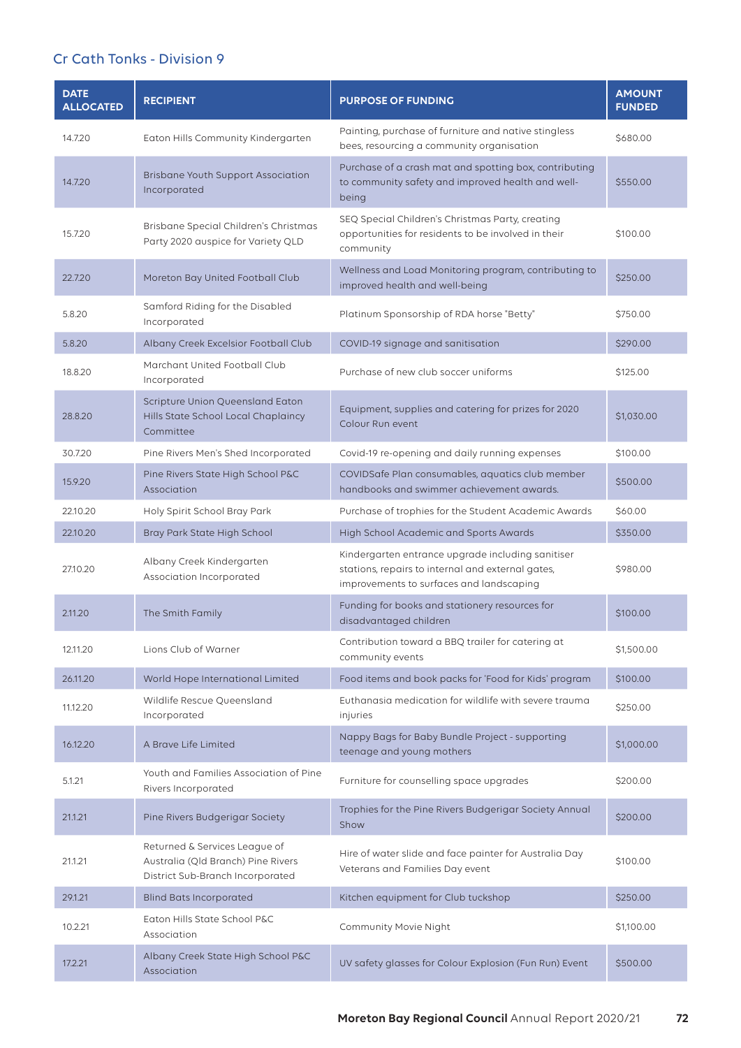## Cr Cath Tonks - Division 9

| DATE ALLOCATED | RECIPIENT | PURPOSE OF FUNDING | AMOUNT FUNDED |
|---|---|---|---|
| 14.7.20 | Eaton Hills Community Kindergarten | Painting, purchase of furniture and native stingless bees, resourcing a community organisation | $680.00 |
| 14.7.20 | Brisbane Youth Support Association Incorporated | Purchase of a crash mat and spotting box, contributing to community safety and improved health and well-being | $550.00 |
| 15.7.20 | Brisbane Special Children's Christmas Party 2020 auspice for Variety QLD | SEQ Special Children's Christmas Party, creating opportunities for residents to be involved in their community | $100.00 |
| 22.7.20 | Moreton Bay United Football Club | Wellness and Load Monitoring program, contributing to improved health and well-being | $250.00 |
| 5.8.20 | Samford Riding for the Disabled Incorporated | Platinum Sponsorship of RDA horse "Betty" | $750.00 |
| 5.8.20 | Albany Creek Excelsior Football Club | COVID-19 signage and sanitisation | $290.00 |
| 18.8.20 | Marchant United Football Club Incorporated | Purchase of new club soccer uniforms | $125.00 |
| 28.8.20 | Scripture Union Queensland Eaton Hills State School Local Chaplaincy Committee | Equipment, supplies and catering for prizes for 2020 Colour Run event | $1,030.00 |
| 30.7.20 | Pine Rivers Men's Shed Incorporated | Covid-19 re-opening and daily running expenses | $100.00 |
| 15.9.20 | Pine Rivers State High School P&C Association | COVIDSafe Plan consumables, aquatics club member handbooks and swimmer achievement awards. | $500.00 |
| 22.10.20 | Holy Spirit School Bray Park | Purchase of trophies for the Student Academic Awards | $60.00 |
| 22.10.20 | Bray Park State High School | High School Academic and Sports Awards | $350.00 |
| 27.10.20 | Albany Creek Kindergarten Association Incorporated | Kindergarten entrance upgrade including sanitiser stations, repairs to internal and external gates, improvements to surfaces and landscaping | $980.00 |
| 2.11.20 | The Smith Family | Funding for books and stationery resources for disadvantaged children | $100.00 |
| 12.11.20 | Lions Club of Warner | Contribution toward a BBQ trailer for catering at community events | $1,500.00 |
| 26.11.20 | World Hope International Limited | Food items and book packs for 'Food for Kids' program | $100.00 |
| 11.12.20 | Wildlife Rescue Queensland Incorporated | Euthanasia medication for wildlife with severe trauma injuries | $250.00 |
| 16.12.20 | A Brave Life Limited | Nappy Bags for Baby Bundle Project - supporting teenage and young mothers | $1,000.00 |
| 5.1.21 | Youth and Families Association of Pine Rivers Incorporated | Furniture for counselling space upgrades | $200.00 |
| 21.1.21 | Pine Rivers Budgerigar Society | Trophies for the Pine Rivers Budgerigar Society Annual Show | $200.00 |
| 21.1.21 | Returned & Services League of Australia (Qld Branch) Pine Rivers District Sub-Branch Incorporated | Hire of water slide and face painter for Australia Day Veterans and Families Day event | $100.00 |
| 29.1.21 | Blind Bats Incorporated | Kitchen equipment for Club tuckshop | $250.00 |
| 10.2.21 | Eaton Hills State School P&C Association | Community Movie Night | $1,100.00 |
| 17.2.21 | Albany Creek State High School P&C Association | UV safety glasses for Colour Explosion (Fun Run) Event | $500.00 |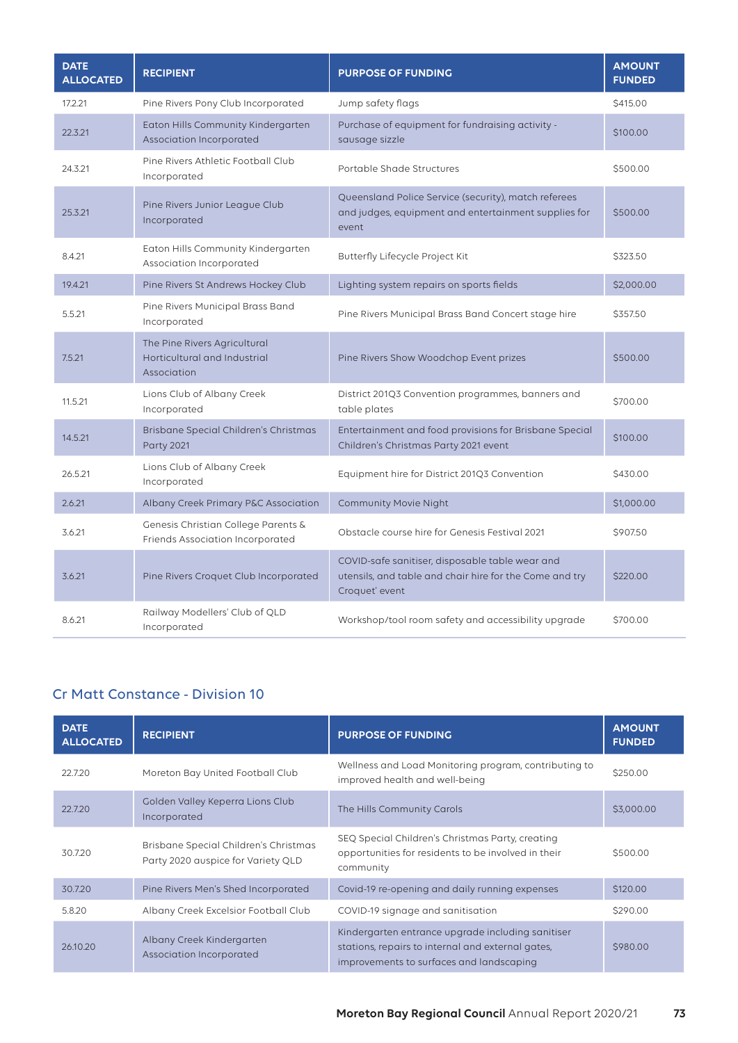| DATE ALLOCATED | RECIPIENT | PURPOSE OF FUNDING | AMOUNT FUNDED |
|---|---|---|---|
| 17.2.21 | Pine Rivers Pony Club Incorporated | Jump safety flags | $415.00 |
| 22.3.21 | Eaton Hills Community Kindergarten Association Incorporated | Purchase of equipment for fundraising activity - sausage sizzle | $100.00 |
| 24.3.21 | Pine Rivers Athletic Football Club Incorporated | Portable Shade Structures | $500.00 |
| 25.3.21 | Pine Rivers Junior League Club Incorporated | Queensland Police Service (security), match referees and judges, equipment and entertainment supplies for event | $500.00 |
| 8.4.21 | Eaton Hills Community Kindergarten Association Incorporated | Butterfly Lifecycle Project Kit | $323.50 |
| 19.4.21 | Pine Rivers St Andrews Hockey Club | Lighting system repairs on sports fields | $2,000.00 |
| 5.5.21 | Pine Rivers Municipal Brass Band Incorporated | Pine Rivers Municipal Brass Band Concert stage hire | $357.50 |
| 7.5.21 | The Pine Rivers Agricultural Horticultural and Industrial Association | Pine Rivers Show Woodchop Event prizes | $500.00 |
| 11.5.21 | Lions Club of Albany Creek Incorporated | District 201Q3 Convention programmes, banners and table plates | $700.00 |
| 14.5.21 | Brisbane Special Children's Christmas Party 2021 | Entertainment and food provisions for Brisbane Special Children's Christmas Party 2021 event | $100.00 |
| 26.5.21 | Lions Club of Albany Creek Incorporated | Equipment hire for District 201Q3 Convention | $430.00 |
| 2.6.21 | Albany Creek Primary P&C Association | Community Movie Night | $1,000.00 |
| 3.6.21 | Genesis Christian College Parents & Friends Association Incorporated | Obstacle course hire for Genesis Festival 2021 | $907.50 |
| 3.6.21 | Pine Rivers Croquet Club Incorporated | COVID-safe sanitiser, disposable table wear and utensils, and table and chair hire for the Come and try Croquet' event | $220.00 |
| 8.6.21 | Railway Modellers' Club of QLD Incorporated | Workshop/tool room safety and accessibility upgrade | $700.00 |

## Cr Matt Constance - Division 10

| DATE ALLOCATED | RECIPIENT | PURPOSE OF FUNDING | AMOUNT FUNDED |
|---|---|---|---|
| 22.7.20 | Moreton Bay United Football Club | Wellness and Load Monitoring program, contributing to improved health and well-being | $250.00 |
| 22.7.20 | Golden Valley Keperra Lions Club Incorporated | The Hills Community Carols | $3,000.00 |
| 30.7.20 | Brisbane Special Children's Christmas Party 2020 auspice for Variety QLD | SEQ Special Children's Christmas Party, creating opportunities for residents to be involved in their community | $500.00 |
| 30.7.20 | Pine Rivers Men's Shed Incorporated | Covid-19 re-opening and daily running expenses | $120.00 |
| 5.8.20 | Albany Creek Excelsior Football Club | COVID-19 signage and sanitisation | $290.00 |
| 26.10.20 | Albany Creek Kindergarten Association Incorporated | Kindergarten entrance upgrade including sanitiser stations, repairs to internal and external gates, improvements to surfaces and landscaping | $980.00 |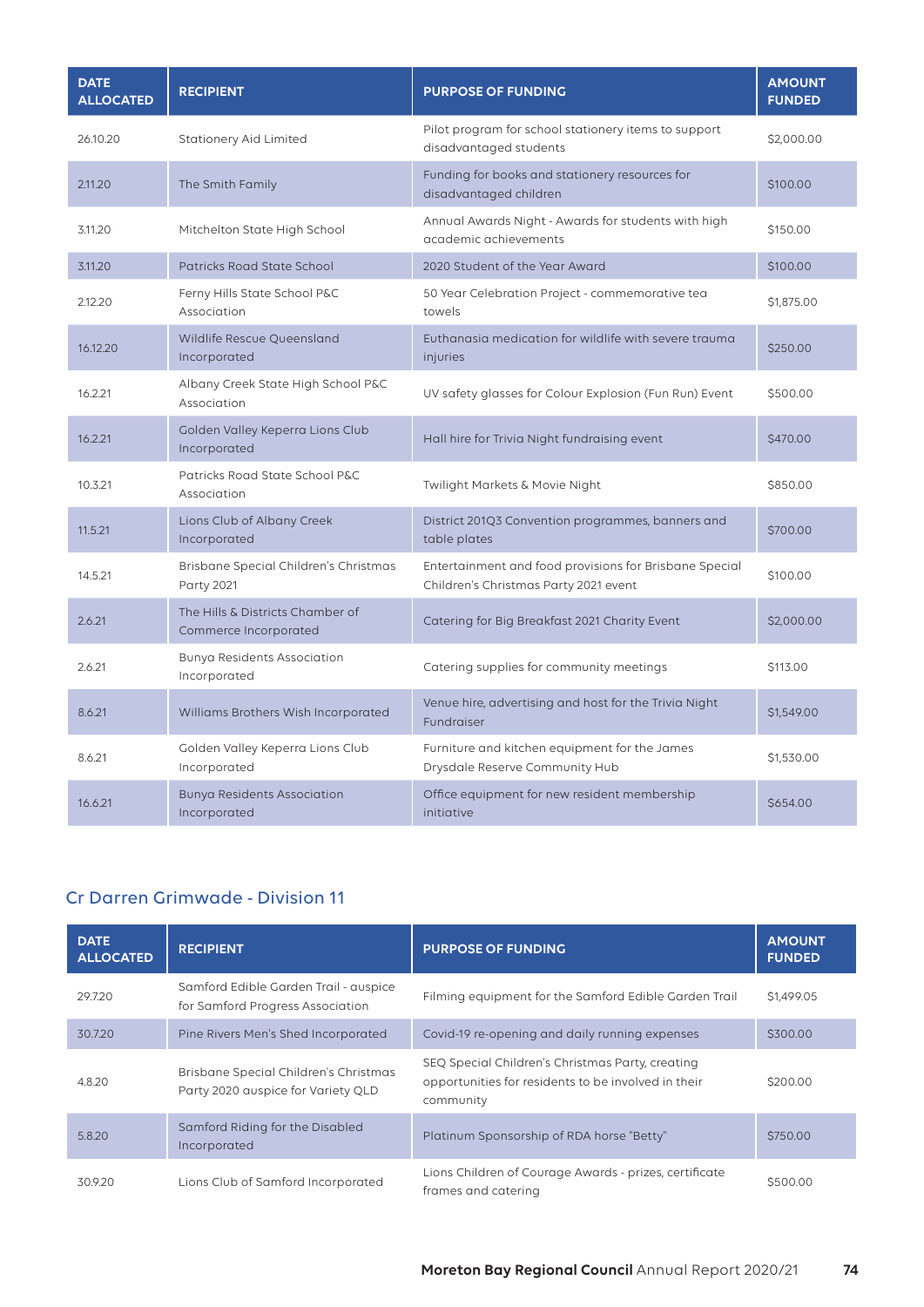| DATE ALLOCATED | RECIPIENT | PURPOSE OF FUNDING | AMOUNT FUNDED |
|---|---|---|---|
| 26.10.20 | Stationery Aid Limited | Pilot program for school stationery items to support disadvantaged students | $2,000.00 |
| 2.11.20 | The Smith Family | Funding for books and stationery resources for disadvantaged children | $100.00 |
| 3.11.20 | Mitchelton State High School | Annual Awards Night - Awards for students with high academic achievements | $150.00 |
| 3.11.20 | Patricks Road State School | 2020 Student of the Year Award | $100.00 |
| 2.12.20 | Ferny Hills State School P&C Association | 50 Year Celebration Project - commemorative tea towels | $1,875.00 |
| 16.12.20 | Wildlife Rescue Queensland Incorporated | Euthanasia medication for wildlife with severe trauma injuries | $250.00 |
| 16.2.21 | Albany Creek State High School P&C Association | UV safety glasses for Colour Explosion (Fun Run) Event | $500.00 |
| 16.2.21 | Golden Valley Keperra Lions Club Incorporated | Hall hire for Trivia Night fundraising event | $470.00 |
| 10.3.21 | Patricks Road State School P&C Association | Twilight Markets & Movie Night | $850.00 |
| 11.5.21 | Lions Club of Albany Creek Incorporated | District 201Q3 Convention programmes, banners and table plates | $700.00 |
| 14.5.21 | Brisbane Special Children's Christmas Party 2021 | Entertainment and food provisions for Brisbane Special Children's Christmas Party 2021 event | $100.00 |
| 2.6.21 | The Hills & Districts Chamber of Commerce Incorporated | Catering for Big Breakfast 2021 Charity Event | $2,000.00 |
| 2.6.21 | Bunya Residents Association Incorporated | Catering supplies for community meetings | $113.00 |
| 8.6.21 | Williams Brothers Wish Incorporated | Venue hire, advertising and host for the Trivia Night Fundraiser | $1,549.00 |
| 8.6.21 | Golden Valley Keperra Lions Club Incorporated | Furniture and kitchen equipment for the James Drysdale Reserve Community Hub | $1,530.00 |
| 16.6.21 | Bunya Residents Association Incorporated | Office equipment for new resident membership initiative | $654.00 |

## Cr Darren Grimwade - Division 11

| DATE ALLOCATED | RECIPIENT | PURPOSE OF FUNDING | AMOUNT FUNDED |
|---|---|---|---|
| 29.7.20 | Samford Edible Garden Trail - auspice for Samford Progress Association | Filming equipment for the Samford Edible Garden Trail | $1,499.05 |
| 30.7.20 | Pine Rivers Men's Shed Incorporated | Covid-19 re-opening and daily running expenses | $300.00 |
| 4.8.20 | Brisbane Special Children's Christmas Party 2020 auspice for Variety QLD | SEQ Special Children's Christmas Party, creating opportunities for residents to be involved in their community | $200.00 |
| 5.8.20 | Samford Riding for the Disabled Incorporated | Platinum Sponsorship of RDA horse "Betty" | $750.00 |
| 30.9.20 | Lions Club of Samford Incorporated | Lions Children of Courage Awards - prizes, certificate frames and catering | $500.00 |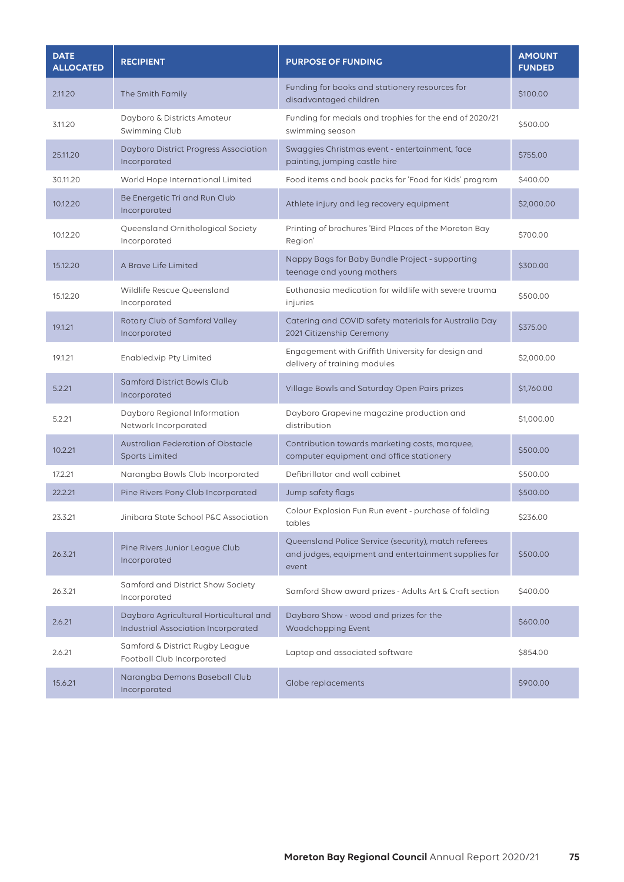| DATE ALLOCATED | RECIPIENT | PURPOSE OF FUNDING | AMOUNT FUNDED |
|---|---|---|---|
| 2.11.20 | The Smith Family | Funding for books and stationery resources for disadvantaged children | $100.00 |
| 3.11.20 | Dayboro & Districts Amateur Swimming Club | Funding for medals and trophies for the end of 2020/21 swimming season | $500.00 |
| 25.11.20 | Dayboro District Progress Association Incorporated | Swaggies Christmas event - entertainment, face painting, jumping castle hire | $755.00 |
| 30.11.20 | World Hope International Limited | Food items and book packs for 'Food for Kids' program | $400.00 |
| 10.12.20 | Be Energetic Tri and Run Club Incorporated | Athlete injury and leg recovery equipment | $2,000.00 |
| 10.12.20 | Queensland Ornithological Society Incorporated | Printing of brochures 'Bird Places of the Moreton Bay Region' | $700.00 |
| 15.12.20 | A Brave Life Limited | Nappy Bags for Baby Bundle Project - supporting teenage and young mothers | $300.00 |
| 15.12.20 | Wildlife Rescue Queensland Incorporated | Euthanasia medication for wildlife with severe trauma injuries | $500.00 |
| 19.1.21 | Rotary Club of Samford Valley Incorporated | Catering and COVID safety materials for Australia Day 2021 Citizenship Ceremony | $375.00 |
| 19.1.21 | Enabled.vip Pty Limited | Engagement with Griffith University for design and delivery of training modules | $2,000.00 |
| 5.2.21 | Samford District Bowls Club Incorporated | Village Bowls and Saturday Open Pairs prizes | $1,760.00 |
| 5.2.21 | Dayboro Regional Information Network Incorporated | Dayboro Grapevine magazine production and distribution | $1,000.00 |
| 10.2.21 | Australian Federation of Obstacle Sports Limited | Contribution towards marketing costs, marquee, computer equipment and office stationery | $500.00 |
| 17.2.21 | Narangba Bowls Club Incorporated | Defibrillator and wall cabinet | $500.00 |
| 22.2.21 | Pine Rivers Pony Club Incorporated | Jump safety flags | $500.00 |
| 23.3.21 | Jinibara State School P&C Association | Colour Explosion Fun Run event - purchase of folding tables | $236.00 |
| 26.3.21 | Pine Rivers Junior League Club Incorporated | Queensland Police Service (security), match referees and judges, equipment and entertainment supplies for event | $500.00 |
| 26.3.21 | Samford and District Show Society Incorporated | Samford Show award prizes - Adults Art & Craft section | $400.00 |
| 2.6.21 | Dayboro Agricultural Horticultural and Industrial Association Incorporated | Dayboro Show - wood and prizes for the Woodchopping Event | $600.00 |
| 2.6.21 | Samford & District Rugby League Football Club Incorporated | Laptop and associated software | $854.00 |
| 15.6.21 | Narangba Demons Baseball Club Incorporated | Globe replacements | $900.00 |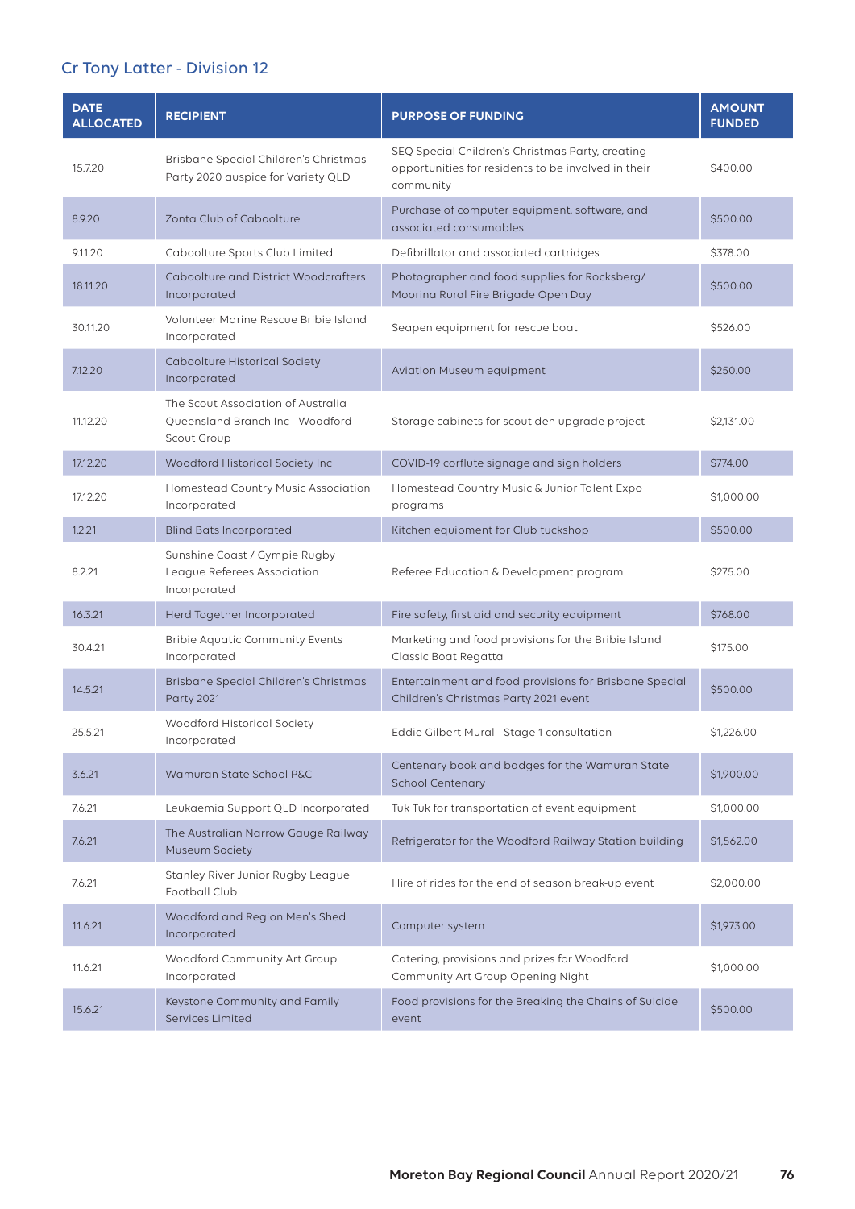## Cr Tony Latter - Division 12

| DATE ALLOCATED | RECIPIENT | PURPOSE OF FUNDING | AMOUNT FUNDED |
|---|---|---|---|
| 15.7.20 | Brisbane Special Children's Christmas Party 2020 auspice for Variety QLD | SEQ Special Children's Christmas Party, creating opportunities for residents to be involved in their community | $400.00 |
| 8.9.20 | Zonta Club of Caboolture | Purchase of computer equipment, software, and associated consumables | $500.00 |
| 9.11.20 | Caboolture Sports Club Limited | Defibrillator and associated cartridges | $378.00 |
| 18.11.20 | Caboolture and District Woodcrafters Incorporated | Photographer and food supplies for Rocksberg/ Moorina Rural Fire Brigade Open Day | $500.00 |
| 30.11.20 | Volunteer Marine Rescue Bribie Island Incorporated | Seapen equipment for rescue boat | $526.00 |
| 7.12.20 | Caboolture Historical Society Incorporated | Aviation Museum equipment | $250.00 |
| 11.12.20 | The Scout Association of Australia Queensland Branch Inc - Woodford Scout Group | Storage cabinets for scout den upgrade project | $2,131.00 |
| 17.12.20 | Woodford Historical Society Inc | COVID-19 corflute signage and sign holders | $774.00 |
| 17.12.20 | Homestead Country Music Association Incorporated | Homestead Country Music & Junior Talent Expo programs | $1,000.00 |
| 1.2.21 | Blind Bats Incorporated | Kitchen equipment for Club tuckshop | $500.00 |
| 8.2.21 | Sunshine Coast / Gympie Rugby League Referees Association Incorporated | Referee Education & Development program | $275.00 |
| 16.3.21 | Herd Together Incorporated | Fire safety, first aid and security equipment | $768.00 |
| 30.4.21 | Bribie Aquatic Community Events Incorporated | Marketing and food provisions for the Bribie Island Classic Boat Regatta | $175.00 |
| 14.5.21 | Brisbane Special Children's Christmas Party 2021 | Entertainment and food provisions for Brisbane Special Children's Christmas Party 2021 event | $500.00 |
| 25.5.21 | Woodford Historical Society Incorporated | Eddie Gilbert Mural - Stage 1 consultation | $1,226.00 |
| 3.6.21 | Wamuran State School P&C | Centenary book and badges for the Wamuran State School Centenary | $1,900.00 |
| 7.6.21 | Leukaemia Support QLD Incorporated | Tuk Tuk for transportation of event equipment | $1,000.00 |
| 7.6.21 | The Australian Narrow Gauge Railway Museum Society | Refrigerator for the Woodford Railway Station building | $1,562.00 |
| 7.6.21 | Stanley River Junior Rugby League Football Club | Hire of rides for the end of season break-up event | $2,000.00 |
| 11.6.21 | Woodford and Region Men's Shed Incorporated | Computer system | $1,973.00 |
| 11.6.21 | Woodford Community Art Group Incorporated | Catering, provisions and prizes for Woodford Community Art Group Opening Night | $1,000.00 |
| 15.6.21 | Keystone Community and Family Services Limited | Food provisions for the Breaking the Chains of Suicide event | $500.00 |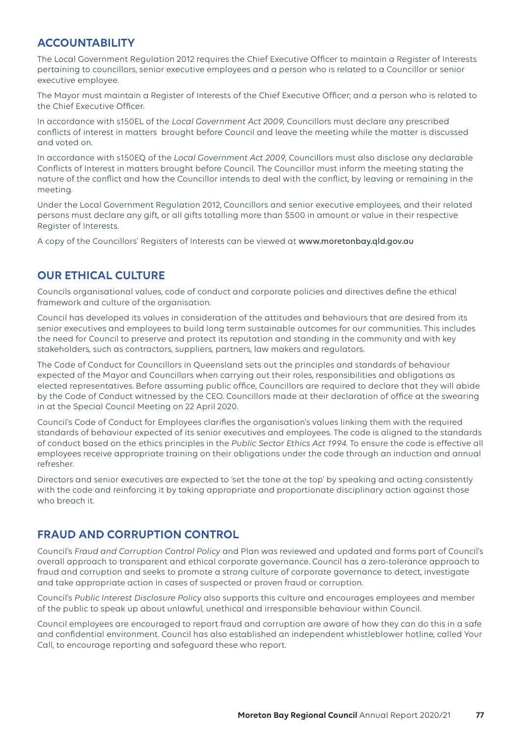## ACCOUNTABILITY

The Local Government Regulation 2012 requires the Chief Executive Officer to maintain a Register of Interests pertaining to councillors, senior executive employees and a person who is related to a Councillor or senior executive employee.

The Mayor must maintain a Register of Interests of the Chief Executive Officer; and a person who is related to the Chief Executive Officer.

In accordance with s150EL of the *Local Government Act 2009*, Councillors must declare any prescribed conflicts of interest in matters brought before Council and leave the meeting while the matter is discussed and voted on.

In accordance with s150EQ of the *Local Government Act 2009*, Councillors must also disclose any declarable Conflicts of Interest in matters brought before Council. The Councillor must inform the meeting stating the nature of the conflict and how the Councillor intends to deal with the conflict, by leaving or remaining in the meeting.

Under the Local Government Regulation 2012, Councillors and senior executive employees, and their related persons must declare any gift, or all gifts totalling more than $500 in amount or value in their respective Register of Interests.

A copy of the Councillors' Registers of Interests can be viewed at **www.moretonbay.qld.gov.au**

## OUR ETHICAL CULTURE

Councils organisational values, code of conduct and corporate policies and directives define the ethical framework and culture of the organisation.

Council has developed its values in consideration of the attitudes and behaviours that are desired from its senior executives and employees to build long term sustainable outcomes for our communities. This includes the need for Council to preserve and protect its reputation and standing in the community and with key stakeholders, such as contractors, suppliers, partners, law makers and regulators.

The Code of Conduct for Councillors in Queensland sets out the principles and standards of behaviour expected of the Mayor and Councillors when carrying out their roles, responsibilities and obligations as elected representatives. Before assuming public office, Councillors are required to declare that they will abide by the Code of Conduct witnessed by the CEO. Councillors made at their declaration of office at the swearing in at the Special Council Meeting on 22 April 2020.

Council's Code of Conduct for Employees clarifies the organisation's values linking them with the required standards of behaviour expected of its senior executives and employees. The code is aligned to the standards of conduct based on the ethics principles in the *Public Sector Ethics Act 1994*. To ensure the code is effective all employees receive appropriate training on their obligations under the code through an induction and annual refresher.

Directors and senior executives are expected to 'set the tone at the top' by speaking and acting consistently with the code and reinforcing it by taking appropriate and proportionate disciplinary action against those who breach it.

## FRAUD AND CORRUPTION CONTROL

Council's *Fraud and Corruption Control Policy* and Plan was reviewed and updated and forms part of Council's overall approach to transparent and ethical corporate governance. Council has a zero-tolerance approach to fraud and corruption and seeks to promote a strong culture of corporate governance to detect, investigate and take appropriate action in cases of suspected or proven fraud or corruption.

Council's *Public Interest Disclosure Policy* also supports this culture and encourages employees and member of the public to speak up about unlawful, unethical and irresponsible behaviour within Council.

Council employees are encouraged to report fraud and corruption are aware of how they can do this in a safe and confidential environment. Council has also established an independent whistleblower hotline, called Your Call, to encourage reporting and safeguard these who report.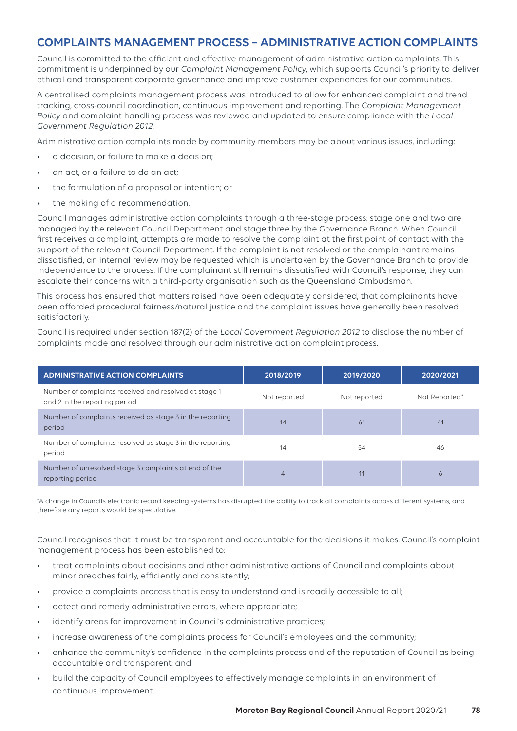## COMPLAINTS MANAGEMENT PROCESS – ADMINISTRATIVE ACTION COMPLAINTS

Council is committed to the efficient and effective management of administrative action complaints. This commitment is underpinned by our *Complaint Management Policy*, which supports Council's priority to deliver ethical and transparent corporate governance and improve customer experiences for our communities.

A centralised complaints management process was introduced to allow for enhanced complaint and trend tracking, cross-council coordination, continuous improvement and reporting. The *Complaint Management Policy* and complaint handling process was reviewed and updated to ensure compliance with the *Local Government Regulation 2012.*

Administrative action complaints made by community members may be about various issues, including:

- a decision, or failure to make a decision;
- an act, or a failure to do an act;
- the formulation of a proposal or intention; or
- the making of a recommendation.

Council manages administrative action complaints through a three-stage process: stage one and two are managed by the relevant Council Department and stage three by the Governance Branch. When Council first receives a complaint, attempts are made to resolve the complaint at the first point of contact with the support of the relevant Council Department. If the complaint is not resolved or the complainant remains dissatisfied, an internal review may be requested which is undertaken by the Governance Branch to provide independence to the process. If the complainant still remains dissatisfied with Council's response, they can escalate their concerns with a third-party organisation such as the Queensland Ombudsman.

This process has ensured that matters raised have been adequately considered, that complainants have been afforded procedural fairness/natural justice and the complaint issues have generally been resolved satisfactorily.

Council is required under section 187(2) of the *Local Government Regulation 2012* to disclose the number of complaints made and resolved through our administrative action complaint process.

| ADMINISTRATIVE ACTION COMPLAINTS | 2018/2019 | 2019/2020 | 2020/2021 |
|---|---|---|---|
| Number of complaints received and resolved at stage 1 and 2 in the reporting period | Not reported | Not reported | Not Reported* |
| Number of complaints received as stage 3 in the reporting period | 14 | 61 | 41 |
| Number of complaints resolved as stage 3 in the reporting period | 14 | 54 | 46 |
| Number of unresolved stage 3 complaints at end of the reporting period | 4 | 11 | 6 |

*A change in Councils electronic record keeping systems has disrupted the ability to track all complaints across different systems, and therefore any reports would be speculative.

Council recognises that it must be transparent and accountable for the decisions it makes. Council's complaint management process has been established to:

- treat complaints about decisions and other administrative actions of Council and complaints about minor breaches fairly, efficiently and consistently;
- provide a complaints process that is easy to understand and is readily accessible to all;
- detect and remedy administrative errors, where appropriate;
- identify areas for improvement in Council's administrative practices;
- increase awareness of the complaints process for Council's employees and the community;
- enhance the community's confidence in the complaints process and of the reputation of Council as being accountable and transparent; and
- build the capacity of Council employees to effectively manage complaints in an environment of continuous improvement.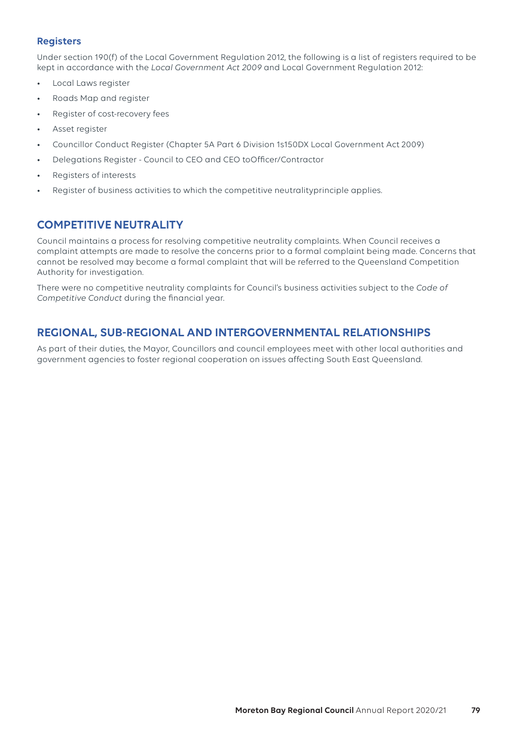### Registers

Under section 190(f) of the Local Government Regulation 2012, the following is a list of registers required to be kept in accordance with the *Local Government Act 2009* and Local Government Regulation 2012:

- Local Laws register
- Roads Map and register
- Register of cost-recovery fees
- Asset register
- Councillor Conduct Register (Chapter 5A Part 6 Division 1s150DX Local Government Act 2009)
- Delegations Register - Council to CEO and CEO toOfficer/Contractor
- Registers of interests
- Register of business activities to which the competitive neutralityprinciple applies.

## COMPETITIVE NEUTRALITY

Council maintains a process for resolving competitive neutrality complaints. When Council receives a complaint attempts are made to resolve the concerns prior to a formal complaint being made. Concerns that cannot be resolved may become a formal complaint that will be referred to the Queensland Competition Authority for investigation.

There were no competitive neutrality complaints for Council's business activities subject to the *Code of Competitive Conduct* during the financial year.

## REGIONAL, SUB-REGIONAL AND INTERGOVERNMENTAL RELATIONSHIPS

As part of their duties, the Mayor, Councillors and council employees meet with other local authorities and government agencies to foster regional cooperation on issues affecting South East Queensland.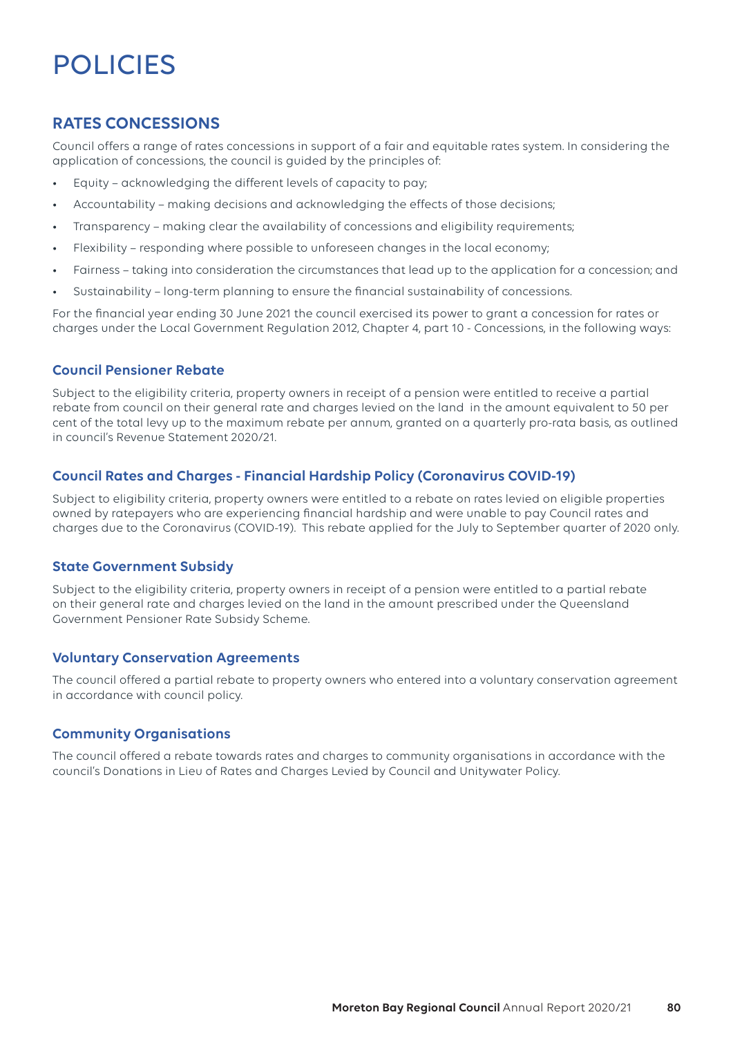# POLICIES

## RATES CONCESSIONS

Council offers a range of rates concessions in support of a fair and equitable rates system. In considering the application of concessions, the council is guided by the principles of:

- Equity – acknowledging the different levels of capacity to pay;
- Accountability – making decisions and acknowledging the effects of those decisions;
- Transparency – making clear the availability of concessions and eligibility requirements;
- Flexibility – responding where possible to unforeseen changes in the local economy;
- Fairness – taking into consideration the circumstances that lead up to the application for a concession; and
- Sustainability – long-term planning to ensure the financial sustainability of concessions.

For the financial year ending 30 June 2021 the council exercised its power to grant a concession for rates or charges under the Local Government Regulation 2012, Chapter 4, part 10 - Concessions, in the following ways:

### Council Pensioner Rebate

Subject to the eligibility criteria, property owners in receipt of a pension were entitled to receive a partial rebate from council on their general rate and charges levied on the land in the amount equivalent to 50 per cent of the total levy up to the maximum rebate per annum, granted on a quarterly pro-rata basis, as outlined in council's Revenue Statement 2020/21.

### Council Rates and Charges - Financial Hardship Policy (Coronavirus COVID-19)

Subject to eligibility criteria, property owners were entitled to a rebate on rates levied on eligible properties owned by ratepayers who are experiencing financial hardship and were unable to pay Council rates and charges due to the Coronavirus (COVID-19). This rebate applied for the July to September quarter of 2020 only.

### State Government Subsidy

Subject to the eligibility criteria, property owners in receipt of a pension were entitled to a partial rebate on their general rate and charges levied on the land in the amount prescribed under the Queensland Government Pensioner Rate Subsidy Scheme.

### Voluntary Conservation Agreements

The council offered a partial rebate to property owners who entered into a voluntary conservation agreement in accordance with council policy.

### Community Organisations

The council offered a rebate towards rates and charges to community organisations in accordance with the council's Donations in Lieu of Rates and Charges Levied by Council and Unitywater Policy.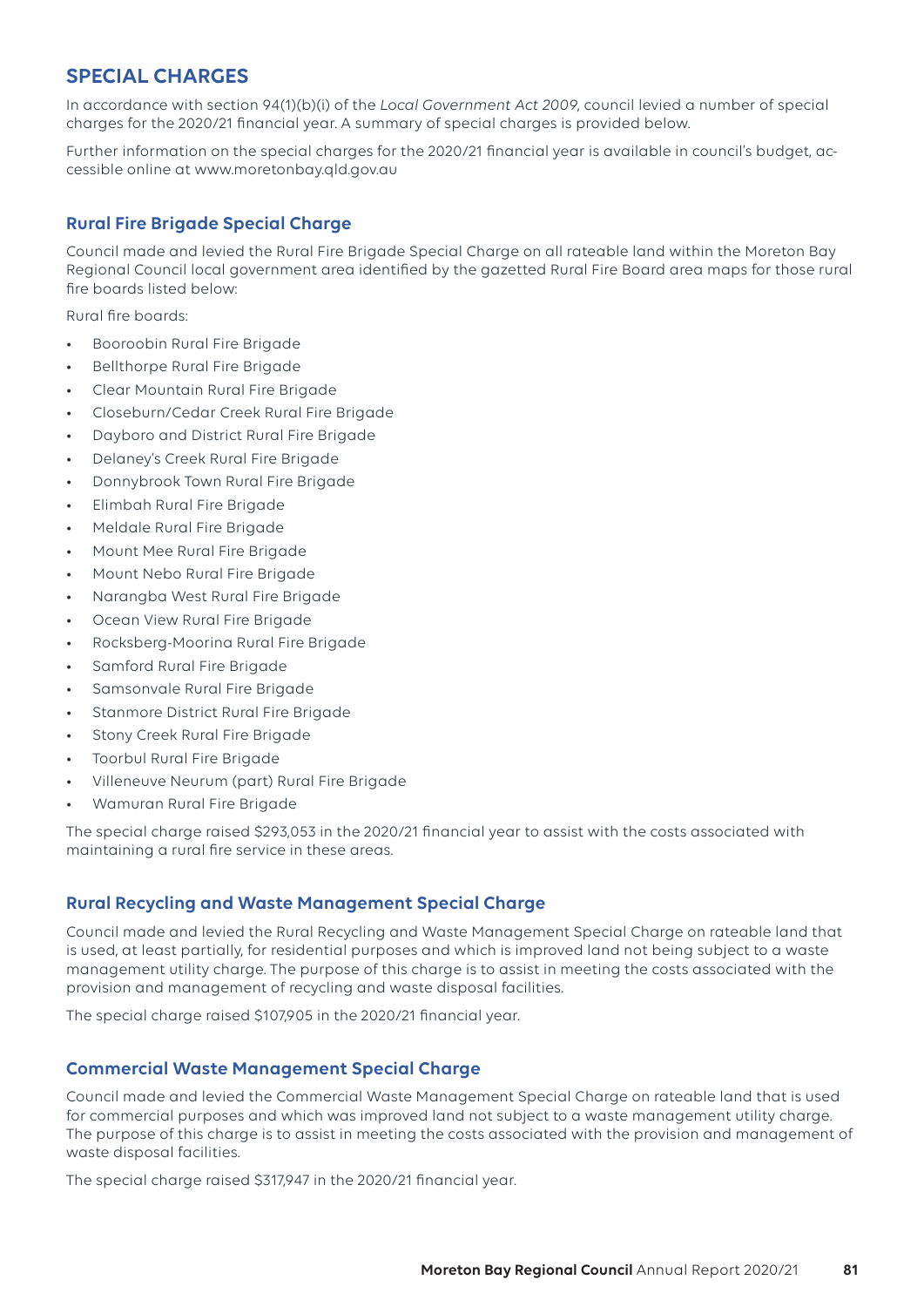## SPECIAL CHARGES

In accordance with section 94(1)(b)(i) of the *Local Government Act 2009*, council levied a number of special charges for the 2020/21 financial year. A summary of special charges is provided below.

Further information on the special charges for the 2020/21 financial year is available in council's budget, accessible online at www.moretonbay.qld.gov.au

### Rural Fire Brigade Special Charge

Council made and levied the Rural Fire Brigade Special Charge on all rateable land within the Moreton Bay Regional Council local government area identified by the gazetted Rural Fire Board area maps for those rural fire boards listed below:

Rural fire boards:

- Booroobin Rural Fire Brigade
- Bellthorpe Rural Fire Brigade
- Clear Mountain Rural Fire Brigade
- Closeburn/Cedar Creek Rural Fire Brigade
- Dayboro and District Rural Fire Brigade
- Delaney's Creek Rural Fire Brigade
- Donnybrook Town Rural Fire Brigade
- Elimbah Rural Fire Brigade
- Meldale Rural Fire Brigade
- Mount Mee Rural Fire Brigade
- Mount Nebo Rural Fire Brigade
- Narangba West Rural Fire Brigade
- Ocean View Rural Fire Brigade
- Rocksberg-Moorina Rural Fire Brigade
- Samford Rural Fire Brigade
- Samsonvale Rural Fire Brigade
- Stanmore District Rural Fire Brigade
- Stony Creek Rural Fire Brigade
- Toorbul Rural Fire Brigade
- Villeneuve Neurum (part) Rural Fire Brigade
- Wamuran Rural Fire Brigade

The special charge raised $293,053 in the 2020/21 financial year to assist with the costs associated with maintaining a rural fire service in these areas.

### Rural Recycling and Waste Management Special Charge

Council made and levied the Rural Recycling and Waste Management Special Charge on rateable land that is used, at least partially, for residential purposes and which is improved land not being subject to a waste management utility charge. The purpose of this charge is to assist in meeting the costs associated with the provision and management of recycling and waste disposal facilities.

The special charge raised $107,905 in the 2020/21 financial year.

### Commercial Waste Management Special Charge

Council made and levied the Commercial Waste Management Special Charge on rateable land that is used for commercial purposes and which was improved land not subject to a waste management utility charge. The purpose of this charge is to assist in meeting the costs associated with the provision and management of waste disposal facilities.

The special charge raised $317,947 in the 2020/21 financial year.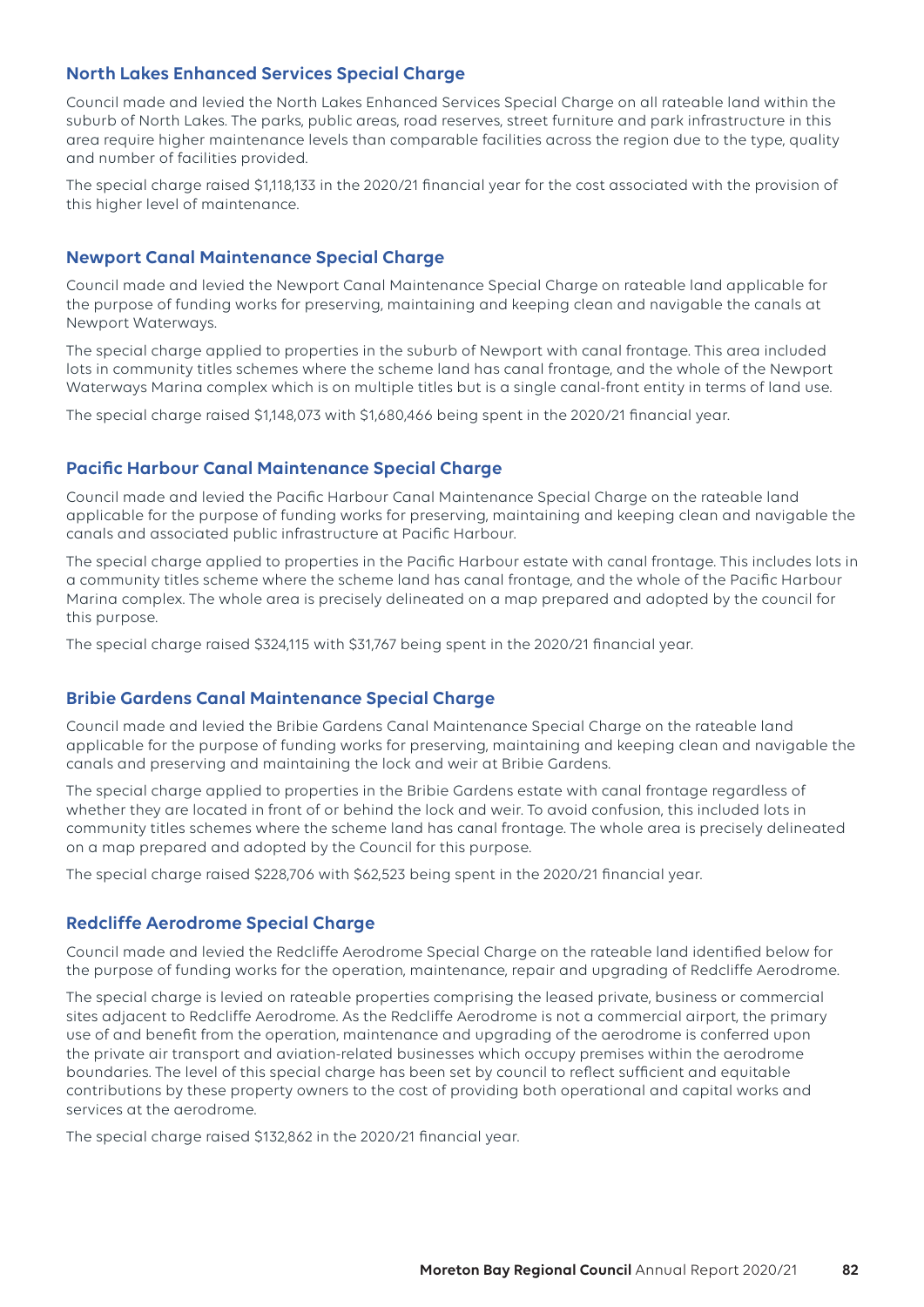## North Lakes Enhanced Services Special Charge

Council made and levied the North Lakes Enhanced Services Special Charge on all rateable land within the suburb of North Lakes. The parks, public areas, road reserves, street furniture and park infrastructure in this area require higher maintenance levels than comparable facilities across the region due to the type, quality and number of facilities provided.

The special charge raised $1,118,133 in the 2020/21 financial year for the cost associated with the provision of this higher level of maintenance.

## Newport Canal Maintenance Special Charge

Council made and levied the Newport Canal Maintenance Special Charge on rateable land applicable for the purpose of funding works for preserving, maintaining and keeping clean and navigable the canals at Newport Waterways.

The special charge applied to properties in the suburb of Newport with canal frontage. This area included lots in community titles schemes where the scheme land has canal frontage, and the whole of the Newport Waterways Marina complex which is on multiple titles but is a single canal-front entity in terms of land use.

The special charge raised $1,148,073 with $1,680,466 being spent in the 2020/21 financial year.

## Pacific Harbour Canal Maintenance Special Charge

Council made and levied the Pacific Harbour Canal Maintenance Special Charge on the rateable land applicable for the purpose of funding works for preserving, maintaining and keeping clean and navigable the canals and associated public infrastructure at Pacific Harbour.

The special charge applied to properties in the Pacific Harbour estate with canal frontage. This includes lots in a community titles scheme where the scheme land has canal frontage, and the whole of the Pacific Harbour Marina complex. The whole area is precisely delineated on a map prepared and adopted by the council for this purpose.

The special charge raised $324,115 with $31,767 being spent in the 2020/21 financial year.

## Bribie Gardens Canal Maintenance Special Charge

Council made and levied the Bribie Gardens Canal Maintenance Special Charge on the rateable land applicable for the purpose of funding works for preserving, maintaining and keeping clean and navigable the canals and preserving and maintaining the lock and weir at Bribie Gardens.

The special charge applied to properties in the Bribie Gardens estate with canal frontage regardless of whether they are located in front of or behind the lock and weir. To avoid confusion, this included lots in community titles schemes where the scheme land has canal frontage. The whole area is precisely delineated on a map prepared and adopted by the Council for this purpose.

The special charge raised $228,706 with $62,523 being spent in the 2020/21 financial year.

## Redcliffe Aerodrome Special Charge

Council made and levied the Redcliffe Aerodrome Special Charge on the rateable land identified below for the purpose of funding works for the operation, maintenance, repair and upgrading of Redcliffe Aerodrome.

The special charge is levied on rateable properties comprising the leased private, business or commercial sites adjacent to Redcliffe Aerodrome. As the Redcliffe Aerodrome is not a commercial airport, the primary use of and benefit from the operation, maintenance and upgrading of the aerodrome is conferred upon the private air transport and aviation-related businesses which occupy premises within the aerodrome boundaries. The level of this special charge has been set by council to reflect sufficient and equitable contributions by these property owners to the cost of providing both operational and capital works and services at the aerodrome.

The special charge raised $132,862 in the 2020/21 financial year.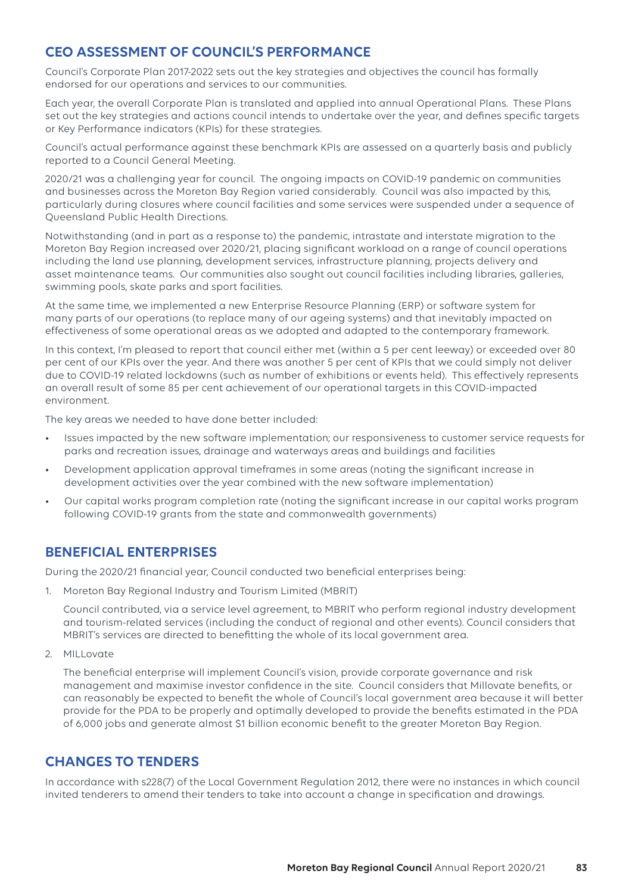## CEO ASSESSMENT OF COUNCIL'S PERFORMANCE

Council's Corporate Plan 2017-2022 sets out the key strategies and objectives the council has formally endorsed for our operations and services to our communities.

Each year, the overall Corporate Plan is translated and applied into annual Operational Plans. These Plans set out the key strategies and actions council intends to undertake over the year, and defines specific targets or Key Performance indicators (KPIs) for these strategies.

Council's actual performance against these benchmark KPIs are assessed on a quarterly basis and publicly reported to a Council General Meeting.

2020/21 was a challenging year for council. The ongoing impacts on COVID-19 pandemic on communities and businesses across the Moreton Bay Region varied considerably. Council was also impacted by this, particularly during closures where council facilities and some services were suspended under a sequence of Queensland Public Health Directions.

Notwithstanding (and in part as a response to) the pandemic, intrastate and interstate migration to the Moreton Bay Region increased over 2020/21, placing significant workload on a range of council operations including the land use planning, development services, infrastructure planning, projects delivery and asset maintenance teams. Our communities also sought out council facilities including libraries, galleries, swimming pools, skate parks and sport facilities.

At the same time, we implemented a new Enterprise Resource Planning (ERP) or software system for many parts of our operations (to replace many of our ageing systems) and that inevitably impacted on effectiveness of some operational areas as we adopted and adapted to the contemporary framework.

In this context, I'm pleased to report that council either met (within a 5 per cent leeway) or exceeded over 80 per cent of our KPIs over the year. And there was another 5 per cent of KPIs that we could simply not deliver due to COVID-19 related lockdowns (such as number of exhibitions or events held). This effectively represents an overall result of some 85 per cent achievement of our operational targets in this COVID-impacted environment.

The key areas we needed to have done better included:

- Issues impacted by the new software implementation; our responsiveness to customer service requests for parks and recreation issues, drainage and waterways areas and buildings and facilities
- Development application approval timeframes in some areas (noting the significant increase in development activities over the year combined with the new software implementation)
- Our capital works program completion rate (noting the significant increase in our capital works program following COVID-19 grants from the state and commonwealth governments)

## BENEFICIAL ENTERPRISES

During the 2020/21 financial year, Council conducted two beneficial enterprises being:

1. Moreton Bay Regional Industry and Tourism Limited (MBRIT)

   Council contributed, via a service level agreement, to MBRIT who perform regional industry development and tourism-related services (including the conduct of regional and other events). Council considers that MBRIT's services are directed to benefitting the whole of its local government area.

2. MILLovate

   The beneficial enterprise will implement Council's vision, provide corporate governance and risk management and maximise investor confidence in the site. Council considers that Millovate benefits, or can reasonably be expected to benefit the whole of Council's local government area because it will better provide for the PDA to be properly and optimally developed to provide the benefits estimated in the PDA of 6,000 jobs and generate almost $1 billion economic benefit to the greater Moreton Bay Region.

## CHANGES TO TENDERS

In accordance with s228(7) of the Local Government Regulation 2012, there were no instances in which council invited tenderers to amend their tenders to take into account a change in specification and drawings.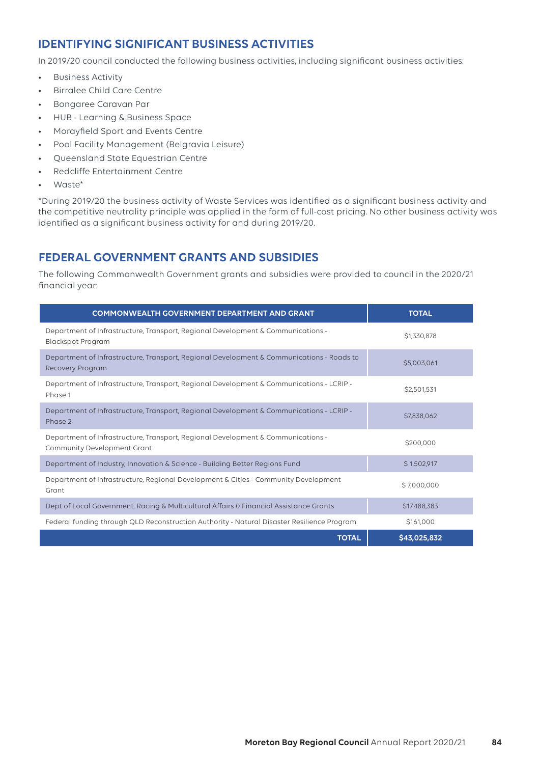## IDENTIFYING SIGNIFICANT BUSINESS ACTIVITIES

In 2019/20 council conducted the following business activities, including significant business activities:

- Business Activity
- Birralee Child Care Centre
- Bongaree Caravan Par
- HUB - Learning & Business Space
- Morayfield Sport and Events Centre
- Pool Facility Management (Belgravia Leisure)
- Queensland State Equestrian Centre
- Redcliffe Entertainment Centre
- Waste*

*During 2019/20 the business activity of Waste Services was identified as a significant business activity and the competitive neutrality principle was applied in the form of full-cost pricing. No other business activity was identified as a significant business activity for and during 2019/20.

## FEDERAL GOVERNMENT GRANTS AND SUBSIDIES

The following Commonwealth Government grants and subsidies were provided to council in the 2020/21 financial year:

| COMMONWEALTH GOVERNMENT DEPARTMENT AND GRANT | TOTAL |
| --- | --- |
| Department of Infrastructure, Transport, Regional Development & Communications - Blackspot Program | $1,330,878 |
| Department of Infrastructure, Transport, Regional Development & Communications - Roads to Recovery Program | $5,003,061 |
| Department of Infrastructure, Transport, Regional Development & Communications - LCRIP - Phase 1 | $2,501,531 |
| Department of Infrastructure, Transport, Regional Development & Communications - LCRIP - Phase 2 | $7,838,062 |
| Department of Infrastructure, Transport, Regional Development & Communications - Community Development Grant | $200,000 |
| Department of Industry, Innovation & Science - Building Better Regions Fund | $ 1,502,917 |
| Department of Infrastructure, Regional Development & Cities - Community Development Grant | $ 7,000,000 |
| Dept of Local Government, Racing & Multicultural Affairs 0 Financial Assistance Grants | $17,488,383 |
| Federal funding through QLD Reconstruction Authority - Natural Disaster Resilience Program | $161,000 |
| **TOTAL** | **$43,025,832** |